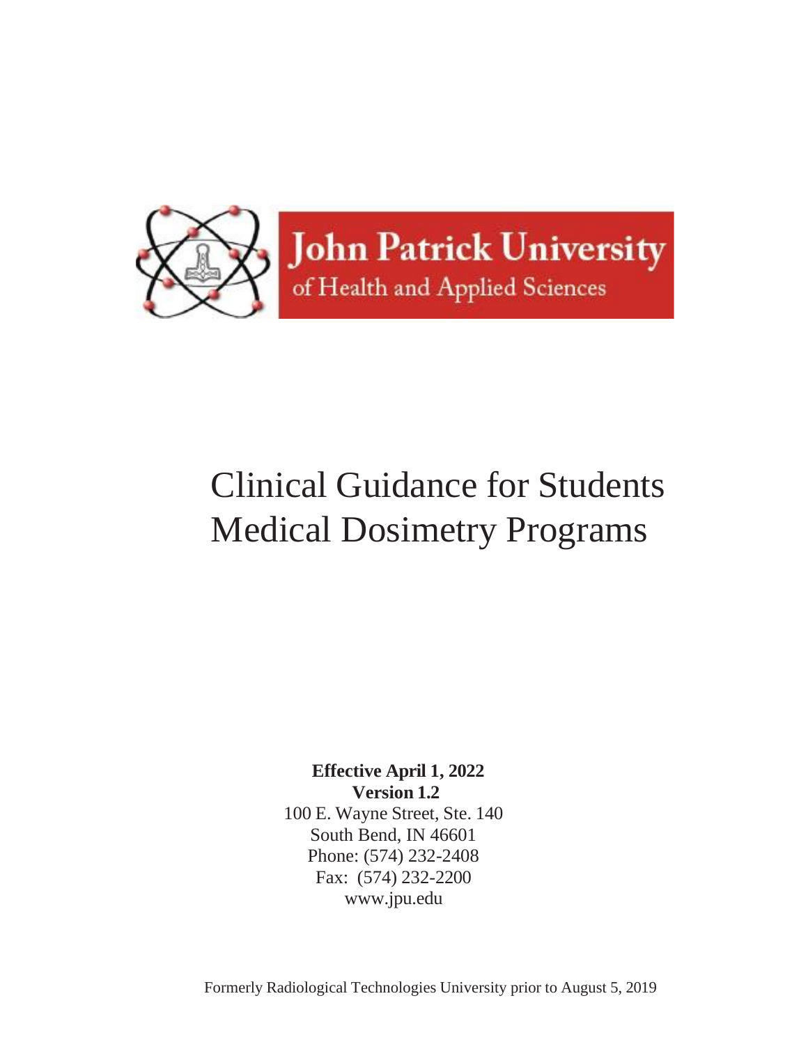John Patrick University
of Health and Applied Sciences

# Clinical Guidance for Students Medical Dosimetry Programs

**Effective April 1, 2022**
**Version 1.2**
100 E. Wayne Street, Ste. 140
South Bend, IN 46601
Phone: (574) 232-2408
Fax: (574) 232-2200
www.jpu.edu

Formerly Radiological Technologies University prior to August 5, 2019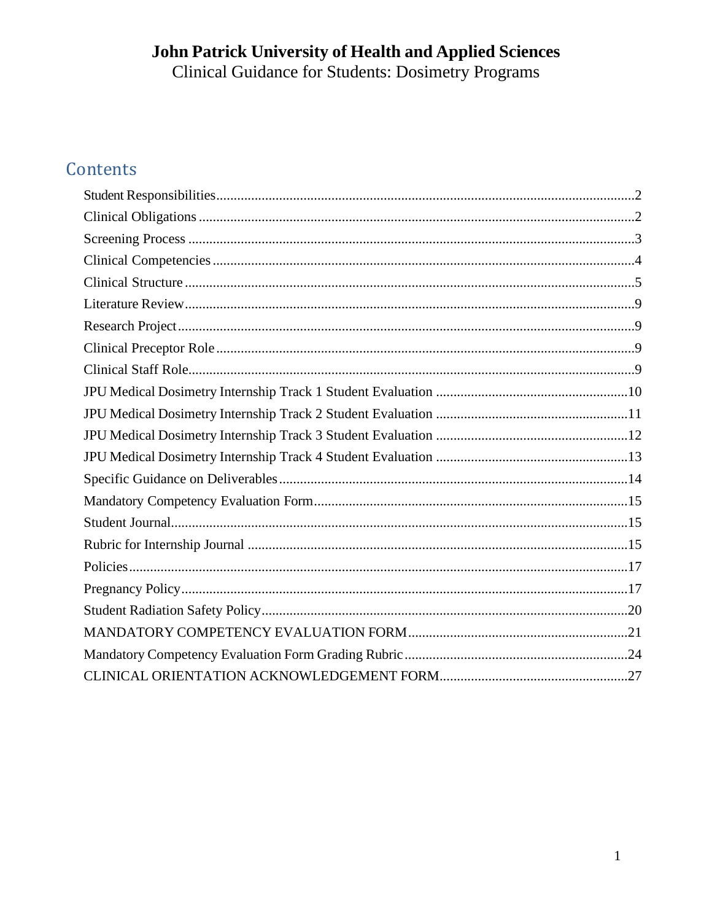# John Patrick University of Health and Applied Sciences

Clinical Guidance for Students: Dosimetry Programs

## Contents

Student Responsibilities.......................................................2
Clinical Obligations.......................................................2
Screening Process.......................................................3
Clinical Competencies.......................................................4
Clinical Structure.......................................................5
Literature Review.......................................................9
Research Project.......................................................9
Clinical Preceptor Role.......................................................9
Clinical Staff Role.......................................................9
JPU Medical Dosimetry Internship Track 1 Student Evaluation.......................................................10
JPU Medical Dosimetry Internship Track 2 Student Evaluation.......................................................11
JPU Medical Dosimetry Internship Track 3 Student Evaluation.......................................................12
JPU Medical Dosimetry Internship Track 4 Student Evaluation.......................................................13
Specific Guidance on Deliverables.......................................................14
Mandatory Competency Evaluation Form.......................................................15
Student Journal.......................................................15
Rubric for Internship Journal.......................................................15
Policies.......................................................17
Pregnancy Policy.......................................................17
Student Radiation Safety Policy.......................................................20
MANDATORY COMPETENCY EVALUATION FORM.......................................................21
Mandatory Competency Evaluation Form Grading Rubric.......................................................24
CLINICAL ORIENTATION ACKNOWLEDGEMENT FORM.......................................................27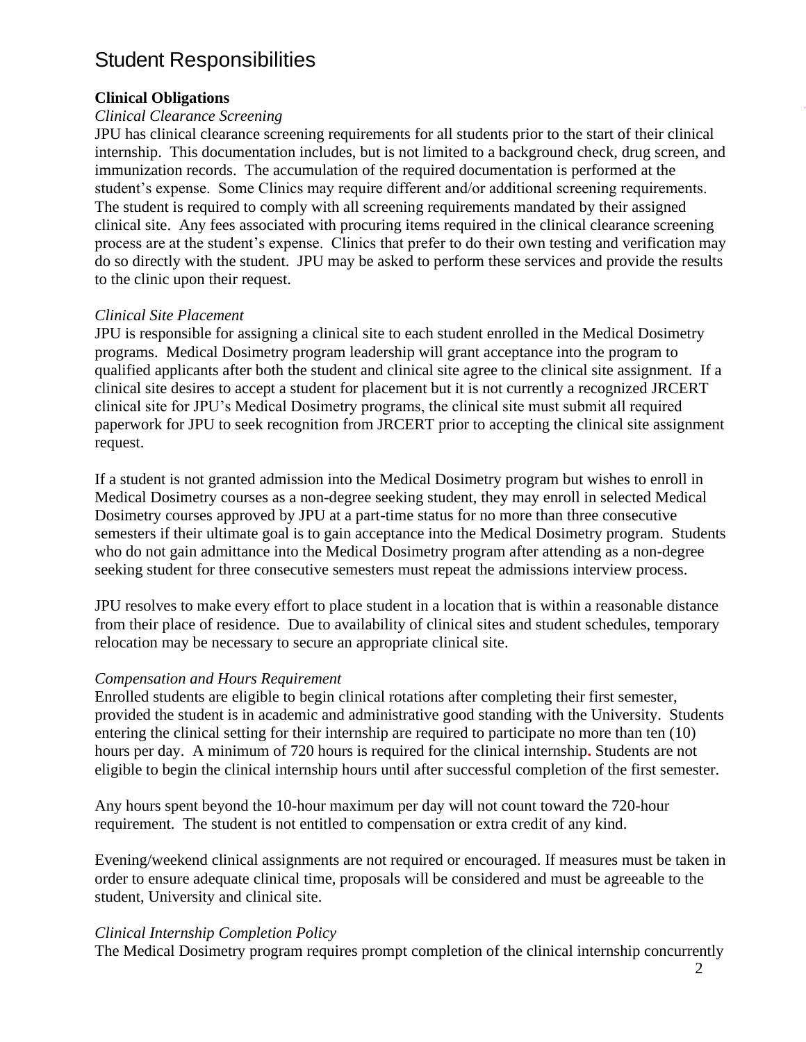# Student Responsibilities

**Clinical Obligations**

*Clinical Clearance Screening*

JPU has clinical clearance screening requirements for all students prior to the start of their clinical internship. This documentation includes, but is not limited to a background check, drug screen, and immunization records. The accumulation of the required documentation is performed at the student's expense. Some Clinics may require different and/or additional screening requirements. The student is required to comply with all screening requirements mandated by their assigned clinical site. Any fees associated with procuring items required in the clinical clearance screening process are at the student's expense. Clinics that prefer to do their own testing and verification may do so directly with the student. JPU may be asked to perform these services and provide the results to the clinic upon their request.

*Clinical Site Placement*

JPU is responsible for assigning a clinical site to each student enrolled in the Medical Dosimetry programs. Medical Dosimetry program leadership will grant acceptance into the program to qualified applicants after both the student and clinical site agree to the clinical site assignment. If a clinical site desires to accept a student for placement but it is not currently a recognized JRCERT clinical site for JPU's Medical Dosimetry programs, the clinical site must submit all required paperwork for JPU to seek recognition from JRCERT prior to accepting the clinical site assignment request.

If a student is not granted admission into the Medical Dosimetry program but wishes to enroll in Medical Dosimetry courses as a non-degree seeking student, they may enroll in selected Medical Dosimetry courses approved by JPU at a part-time status for no more than three consecutive semesters if their ultimate goal is to gain acceptance into the Medical Dosimetry program. Students who do not gain admittance into the Medical Dosimetry program after attending as a non-degree seeking student for three consecutive semesters must repeat the admissions interview process.

JPU resolves to make every effort to place student in a location that is within a reasonable distance from their place of residence. Due to availability of clinical sites and student schedules, temporary relocation may be necessary to secure an appropriate clinical site.

*Compensation and Hours Requirement*

Enrolled students are eligible to begin clinical rotations after completing their first semester, provided the student is in academic and administrative good standing with the University. Students entering the clinical setting for their internship are required to participate no more than ten (10) hours per day. A minimum of 720 hours is required for the clinical internship. Students are not eligible to begin the clinical internship hours until after successful completion of the first semester.

Any hours spent beyond the 10-hour maximum per day will not count toward the 720-hour requirement. The student is not entitled to compensation or extra credit of any kind.

Evening/weekend clinical assignments are not required or encouraged. If measures must be taken in order to ensure adequate clinical time, proposals will be considered and must be agreeable to the student, University and clinical site.

*Clinical Internship Completion Policy*

The Medical Dosimetry program requires prompt completion of the clinical internship concurrently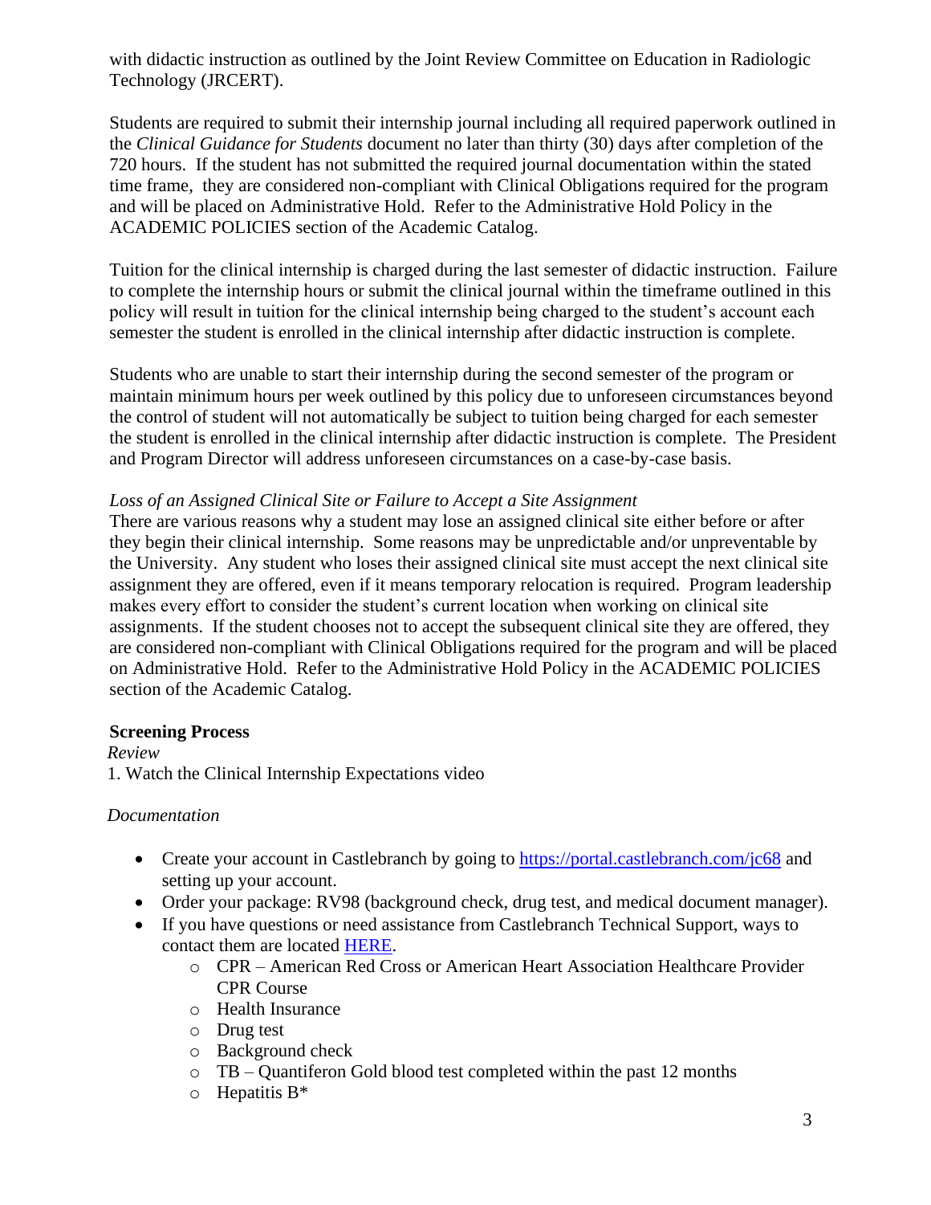with didactic instruction as outlined by the Joint Review Committee on Education in Radiologic Technology (JRCERT).

Students are required to submit their internship journal including all required paperwork outlined in the *Clinical Guidance for Students* document no later than thirty (30) days after completion of the 720 hours. If the student has not submitted the required journal documentation within the stated time frame, they are considered non-compliant with Clinical Obligations required for the program and will be placed on Administrative Hold. Refer to the Administrative Hold Policy in the ACADEMIC POLICIES section of the Academic Catalog.

Tuition for the clinical internship is charged during the last semester of didactic instruction. Failure to complete the internship hours or submit the clinical journal within the timeframe outlined in this policy will result in tuition for the clinical internship being charged to the student's account each semester the student is enrolled in the clinical internship after didactic instruction is complete.

Students who are unable to start their internship during the second semester of the program or maintain minimum hours per week outlined by this policy due to unforeseen circumstances beyond the control of student will not automatically be subject to tuition being charged for each semester the student is enrolled in the clinical internship after didactic instruction is complete. The President and Program Director will address unforeseen circumstances on a case-by-case basis.

*Loss of an Assigned Clinical Site or Failure to Accept a Site Assignment*

There are various reasons why a student may lose an assigned clinical site either before or after they begin their clinical internship. Some reasons may be unpredictable and/or unpreventable by the University. Any student who loses their assigned clinical site must accept the next clinical site assignment they are offered, even if it means temporary relocation is required. Program leadership makes every effort to consider the student's current location when working on clinical site assignments. If the student chooses not to accept the subsequent clinical site they are offered, they are considered non-compliant with Clinical Obligations required for the program and will be placed on Administrative Hold. Refer to the Administrative Hold Policy in the ACADEMIC POLICIES section of the Academic Catalog.

**Screening Process**

*Review*

1. Watch the Clinical Internship Expectations video

*Documentation*

- Create your account in Castlebranch by going to [https://portal.castlebranch.com/jc68](https://portal.castlebranch.com/jc68) and setting up your account.
- Order your package: RV98 (background check, drug test, and medical document manager).
- If you have questions or need assistance from Castlebranch Technical Support, ways to contact them are located HERE.
  - CPR – American Red Cross or American Heart Association Healthcare Provider CPR Course
  - Health Insurance
  - Drug test
  - Background check
  - TB – Quantiferon Gold blood test completed within the past 12 months
  - Hepatitis B*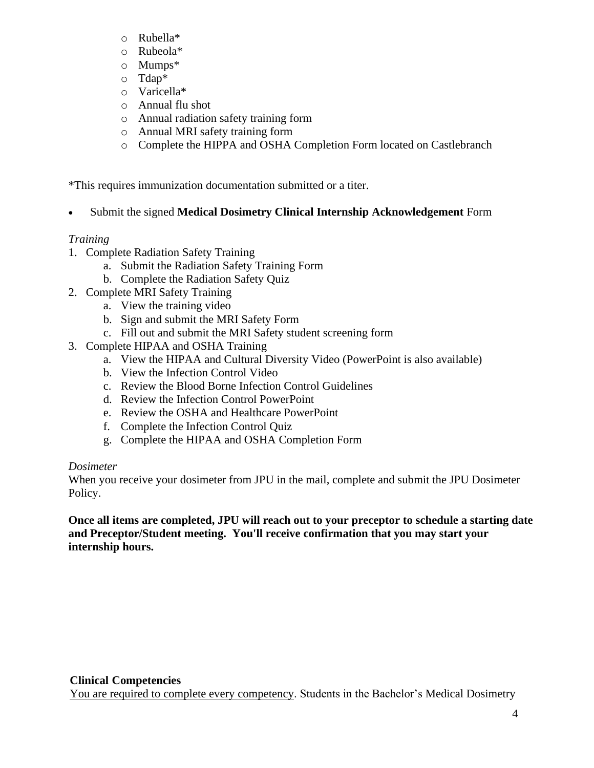- Rubella*
  - Rubeola*
  - Mumps*
  - Tdap*
  - Varicella*
  - Annual flu shot
  - Annual radiation safety training form
  - Annual MRI safety training form
  - Complete the HIPPA and OSHA Completion Form located on Castlebranch

*This requires immunization documentation submitted or a titer.

- Submit the signed **Medical Dosimetry Clinical Internship Acknowledgement** Form

*Training*

1. Complete Radiation Safety Training
   a. Submit the Radiation Safety Training Form
   b. Complete the Radiation Safety Quiz
2. Complete MRI Safety Training
   a. View the training video
   b. Sign and submit the MRI Safety Form
   c. Fill out and submit the MRI Safety student screening form
3. Complete HIPAA and OSHA Training
   a. View the HIPAA and Cultural Diversity Video (PowerPoint is also available)
   b. View the Infection Control Video
   c. Review the Blood Borne Infection Control Guidelines
   d. Review the Infection Control PowerPoint
   e. Review the OSHA and Healthcare PowerPoint
   f. Complete the Infection Control Quiz
   g. Complete the HIPAA and OSHA Completion Form

*Dosimeter*

When you receive your dosimeter from JPU in the mail, complete and submit the JPU Dosimeter Policy.

**Once all items are completed, JPU will reach out to your preceptor to schedule a starting date and Preceptor/Student meeting. You'll receive confirmation that you may start your internship hours.**

**Clinical Competencies**

<u>You are required to complete every competency</u>. Students in the Bachelor's Medical Dosimetry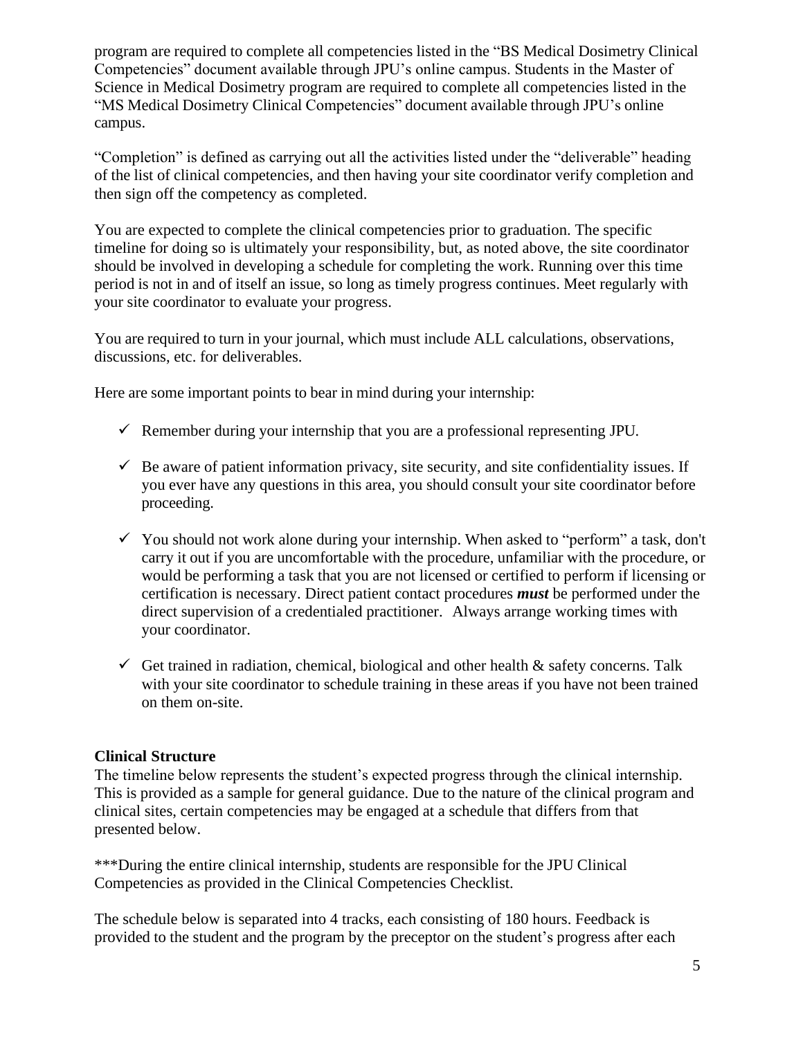program are required to complete all competencies listed in the "BS Medical Dosimetry Clinical Competencies" document available through JPU's online campus. Students in the Master of Science in Medical Dosimetry program are required to complete all competencies listed in the "MS Medical Dosimetry Clinical Competencies" document available through JPU's online campus.

"Completion" is defined as carrying out all the activities listed under the "deliverable" heading of the list of clinical competencies, and then having your site coordinator verify completion and then sign off the competency as completed.

You are expected to complete the clinical competencies prior to graduation. The specific timeline for doing so is ultimately your responsibility, but, as noted above, the site coordinator should be involved in developing a schedule for completing the work. Running over this time period is not in and of itself an issue, so long as timely progress continues. Meet regularly with your site coordinator to evaluate your progress.

You are required to turn in your journal, which must include ALL calculations, observations, discussions, etc. for deliverables.

Here are some important points to bear in mind during your internship:

- ✓ Remember during your internship that you are a professional representing JPU.
- ✓ Be aware of patient information privacy, site security, and site confidentiality issues. If you ever have any questions in this area, you should consult your site coordinator before proceeding.
- ✓ You should not work alone during your internship. When asked to "perform" a task, don't carry it out if you are uncomfortable with the procedure, unfamiliar with the procedure, or would be performing a task that you are not licensed or certified to perform if licensing or certification is necessary. Direct patient contact procedures ***must*** be performed under the direct supervision of a credentialed practitioner. Always arrange working times with your coordinator.
- ✓ Get trained in radiation, chemical, biological and other health & safety concerns. Talk with your site coordinator to schedule training in these areas if you have not been trained on them on-site.

**Clinical Structure**

The timeline below represents the student's expected progress through the clinical internship. This is provided as a sample for general guidance. Due to the nature of the clinical program and clinical sites, certain competencies may be engaged at a schedule that differs from that presented below.

***During the entire clinical internship, students are responsible for the JPU Clinical Competencies as provided in the Clinical Competencies Checklist.

The schedule below is separated into 4 tracks, each consisting of 180 hours. Feedback is provided to the student and the program by the preceptor on the student's progress after each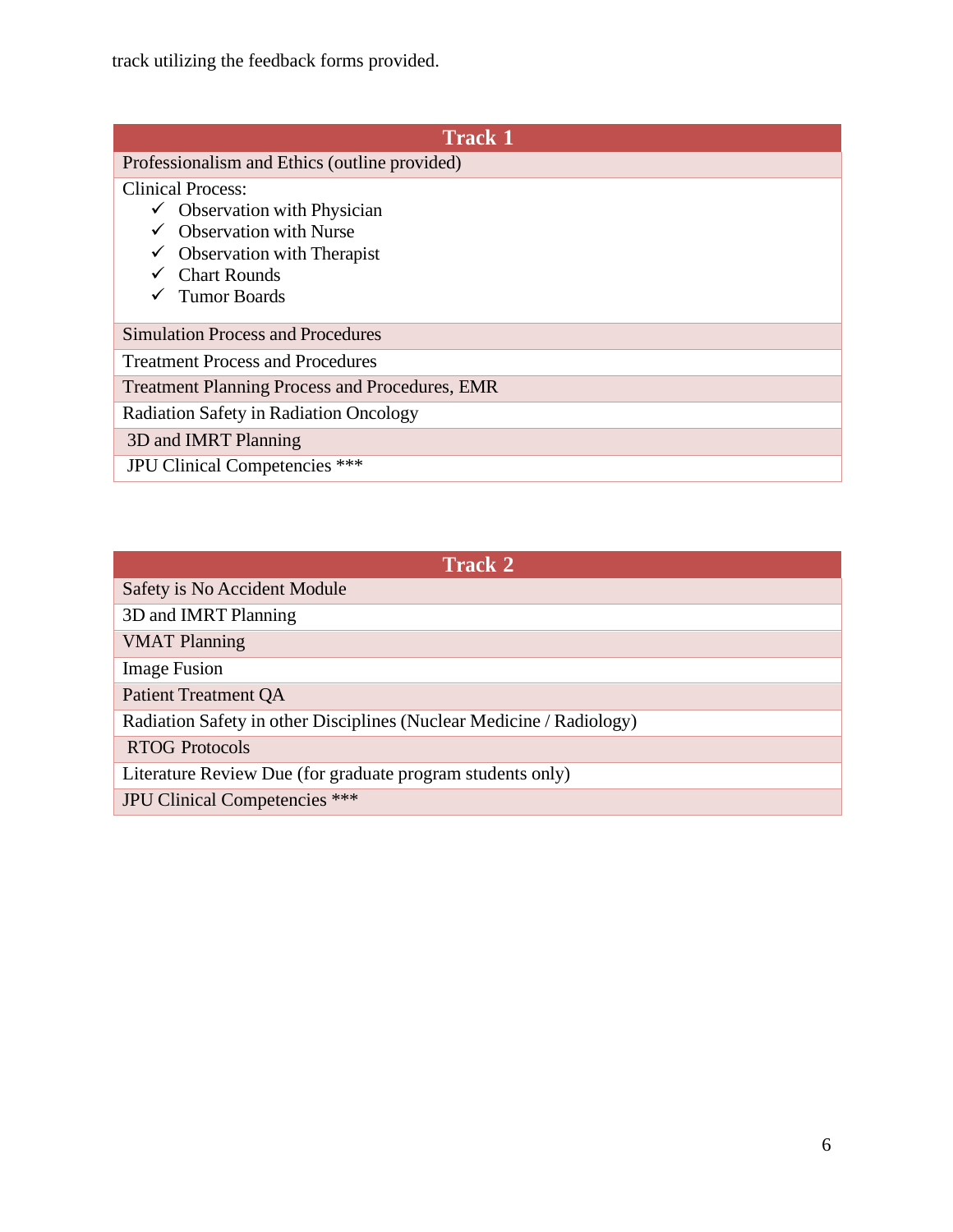track utilizing the feedback forms provided.

| Track 1 |
| --- |
| Professionalism and Ethics (outline provided) |
| Clinical Process:<br>✓ Observation with Physician<br>✓ Observation with Nurse<br>✓ Observation with Therapist<br>✓ Chart Rounds<br>✓ Tumor Boards |
| Simulation Process and Procedures |
| Treatment Process and Procedures |
| Treatment Planning Process and Procedures, EMR |
| Radiation Safety in Radiation Oncology |
| 3D and IMRT Planning |
| JPU Clinical Competencies *** |

| Track 2 |
| --- |
| Safety is No Accident Module |
| 3D and IMRT Planning |
| VMAT Planning |
| Image Fusion |
| Patient Treatment QA |
| Radiation Safety in other Disciplines (Nuclear Medicine / Radiology) |
| RTOG Protocols |
| Literature Review Due (for graduate program students only) |
| JPU Clinical Competencies *** |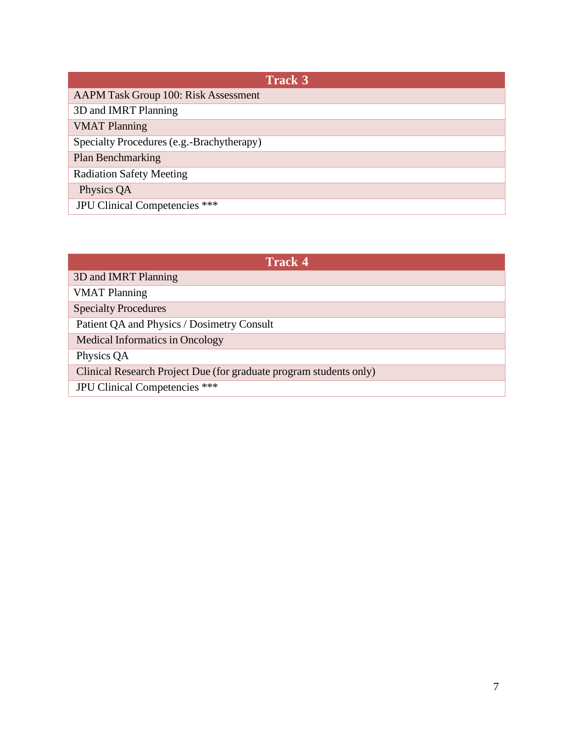| Track 3 |
|---|
| AAPM Task Group 100: Risk Assessment |
| 3D and IMRT Planning |
| VMAT Planning |
| Specialty Procedures (e.g.-Brachytherapy) |
| Plan Benchmarking |
| Radiation Safety Meeting |
| Physics QA |
| JPU Clinical Competencies *** |

| Track 4 |
|---|
| 3D and IMRT Planning |
| VMAT Planning |
| Specialty Procedures |
| Patient QA and Physics / Dosimetry Consult |
| Medical Informatics in Oncology |
| Physics QA |
| Clinical Research Project Due (for graduate program students only) |
| JPU Clinical Competencies *** |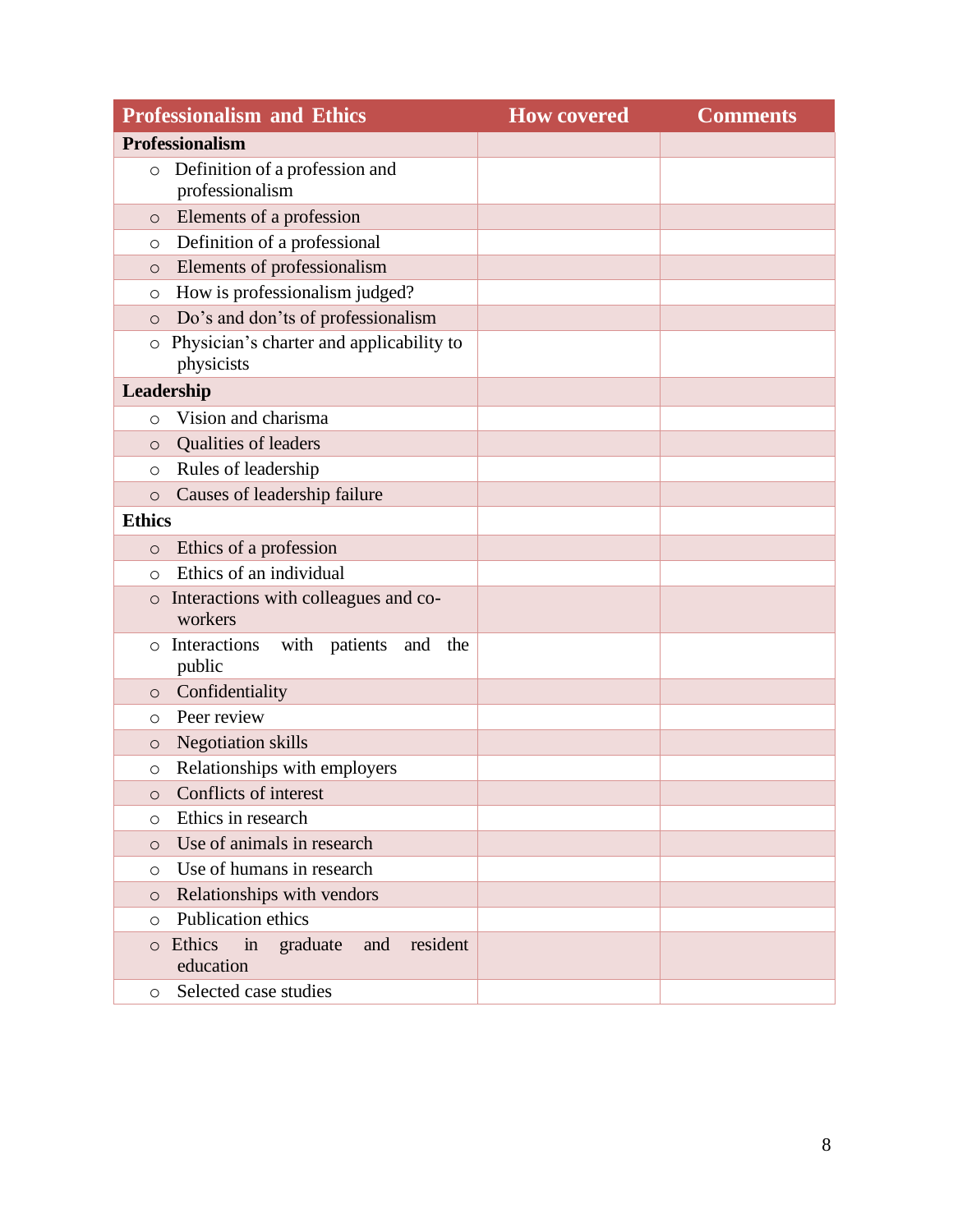| Professionalism and Ethics | How covered | Comments |
|---|---|---|
| **Professionalism** | | |
| ○ Definition of a profession and professionalism | | |
| ○ Elements of a profession | | |
| ○ Definition of a professional | | |
| ○ Elements of professionalism | | |
| ○ How is professionalism judged? | | |
| ○ Do's and don'ts of professionalism | | |
| ○ Physician's charter and applicability to physicists | | |
| **Leadership** | | |
| ○ Vision and charisma | | |
| ○ Qualities of leaders | | |
| ○ Rules of leadership | | |
| ○ Causes of leadership failure | | |
| **Ethics** | | |
| ○ Ethics of a profession | | |
| ○ Ethics of an individual | | |
| ○ Interactions with colleagues and co-workers | | |
| ○ Interactions with patients and the public | | |
| ○ Confidentiality | | |
| ○ Peer review | | |
| ○ Negotiation skills | | |
| ○ Relationships with employers | | |
| ○ Conflicts of interest | | |
| ○ Ethics in research | | |
| ○ Use of animals in research | | |
| ○ Use of humans in research | | |
| ○ Relationships with vendors | | |
| ○ Publication ethics | | |
| ○ Ethics in graduate and resident education | | |
| ○ Selected case studies | | |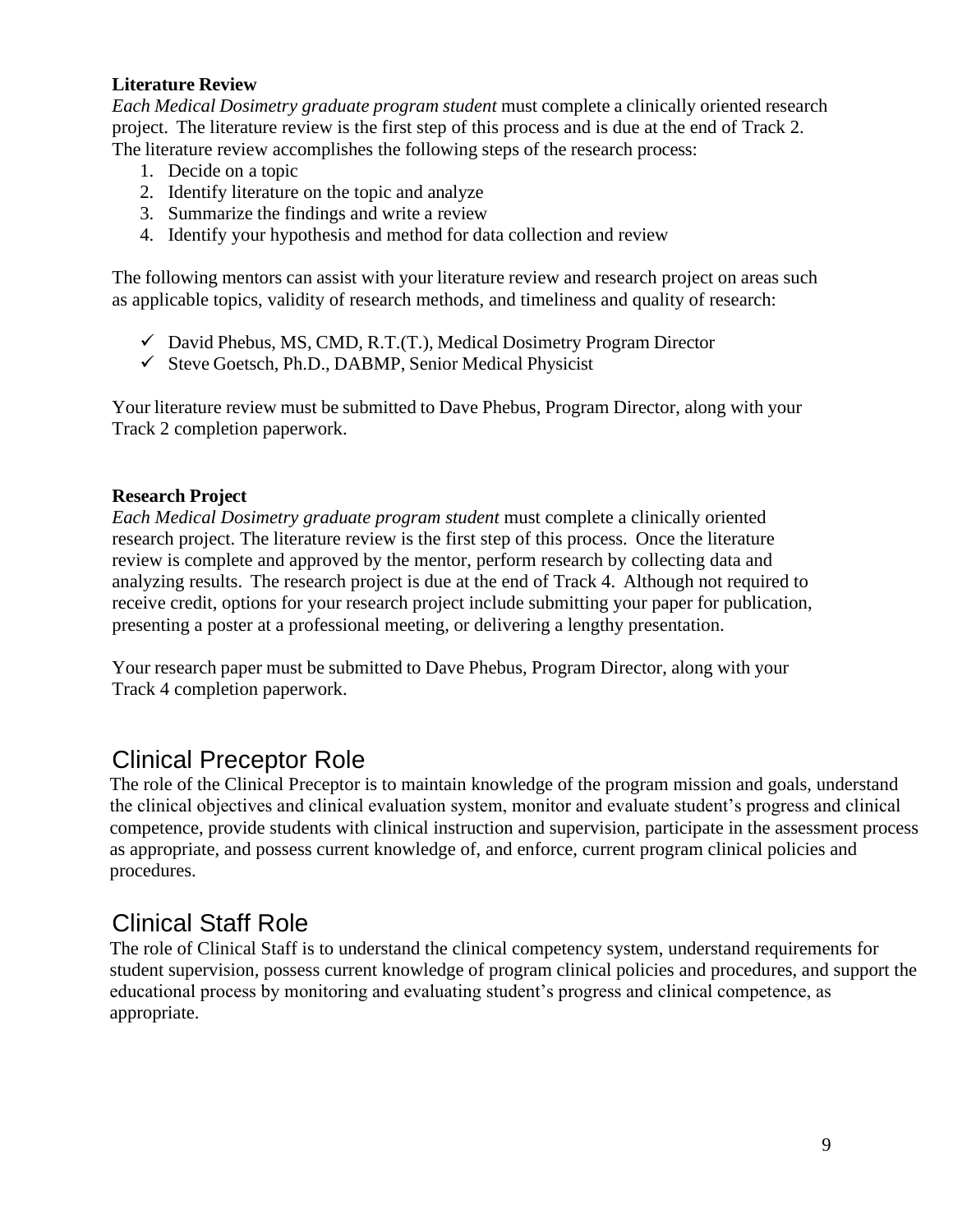**Literature Review**

*Each Medical Dosimetry graduate program student* must complete a clinically oriented research project. The literature review is the first step of this process and is due at the end of Track 2. The literature review accomplishes the following steps of the research process:

1. Decide on a topic
2. Identify literature on the topic and analyze
3. Summarize the findings and write a review
4. Identify your hypothesis and method for data collection and review

The following mentors can assist with your literature review and research project on areas such as applicable topics, validity of research methods, and timeliness and quality of research:

- ✓ David Phebus, MS, CMD, R.T.(T.), Medical Dosimetry Program Director
- ✓ Steve Goetsch, Ph.D., DABMP, Senior Medical Physicist

Your literature review must be submitted to Dave Phebus, Program Director, along with your Track 2 completion paperwork.

**Research Project**

*Each Medical Dosimetry graduate program student* must complete a clinically oriented research project. The literature review is the first step of this process. Once the literature review is complete and approved by the mentor, perform research by collecting data and analyzing results. The research project is due at the end of Track 4. Although not required to receive credit, options for your research project include submitting your paper for publication, presenting a poster at a professional meeting, or delivering a lengthy presentation.

Your research paper must be submitted to Dave Phebus, Program Director, along with your Track 4 completion paperwork.

## Clinical Preceptor Role

The role of the Clinical Preceptor is to maintain knowledge of the program mission and goals, understand the clinical objectives and clinical evaluation system, monitor and evaluate student's progress and clinical competence, provide students with clinical instruction and supervision, participate in the assessment process as appropriate, and possess current knowledge of, and enforce, current program clinical policies and procedures.

## Clinical Staff Role

The role of Clinical Staff is to understand the clinical competency system, understand requirements for student supervision, possess current knowledge of program clinical policies and procedures, and support the educational process by monitoring and evaluating student's progress and clinical competence, as appropriate.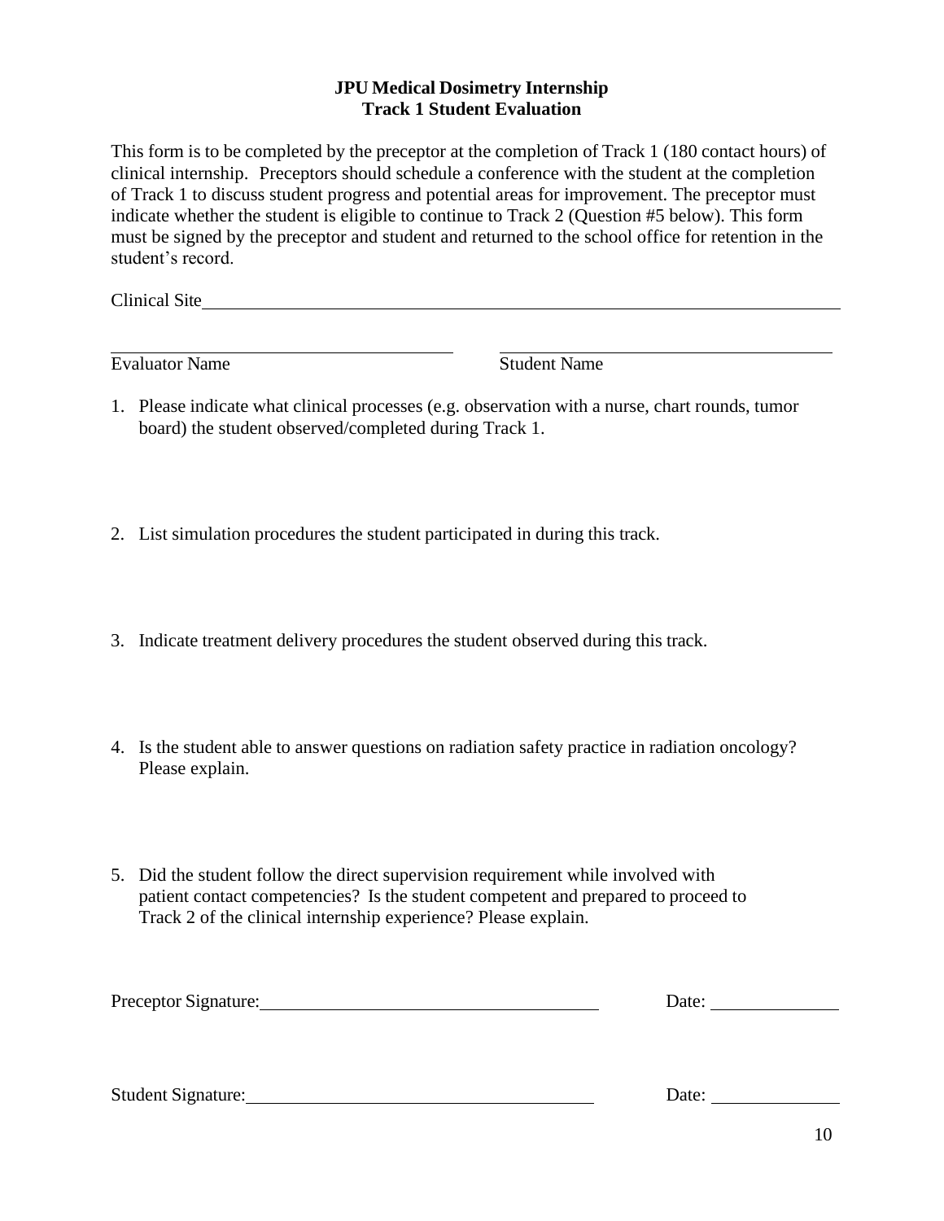**JPU Medical Dosimetry Internship**
**Track 1 Student Evaluation**

This form is to be completed by the preceptor at the completion of Track 1 (180 contact hours) of clinical internship. Preceptors should schedule a conference with the student at the completion of Track 1 to discuss student progress and potential areas for improvement. The preceptor must indicate whether the student is eligible to continue to Track 2 (Question #5 below). This form must be signed by the preceptor and student and returned to the school office for retention in the student's record.

Clinical Site\_\_\_\_\_\_\_\_\_\_\_\_\_\_\_\_\_\_\_\_\_\_\_\_\_\_\_\_\_\_\_\_\_\_\_\_\_\_\_\_\_\_\_\_\_\_\_\_\_\_\_\_\_\_

\_\_\_\_\_\_\_\_\_\_\_\_\_\_\_\_\_\_\_\_\_\_\_\_\_\_\_\_\_\_ \_\_\_\_\_\_\_\_\_\_\_\_\_\_\_\_\_\_\_\_\_\_\_\_\_\_\_\_\_\_

Evaluator Name Student Name

1. Please indicate what clinical processes (e.g. observation with a nurse, chart rounds, tumor board) the student observed/completed during Track 1.

2. List simulation procedures the student participated in during this track.

3. Indicate treatment delivery procedures the student observed during this track.

4. Is the student able to answer questions on radiation safety practice in radiation oncology? Please explain.

5. Did the student follow the direct supervision requirement while involved with patient contact competencies? Is the student competent and prepared to proceed to Track 2 of the clinical internship experience? Please explain.

Preceptor Signature:\_\_\_\_\_\_\_\_\_\_\_\_\_\_\_\_\_\_\_\_\_\_\_\_\_\_\_\_\_\_ Date: \_\_\_\_\_\_\_\_\_\_\_\_

Student Signature:\_\_\_\_\_\_\_\_\_\_\_\_\_\_\_\_\_\_\_\_\_\_\_\_\_\_\_\_\_\_ Date: \_\_\_\_\_\_\_\_\_\_\_\_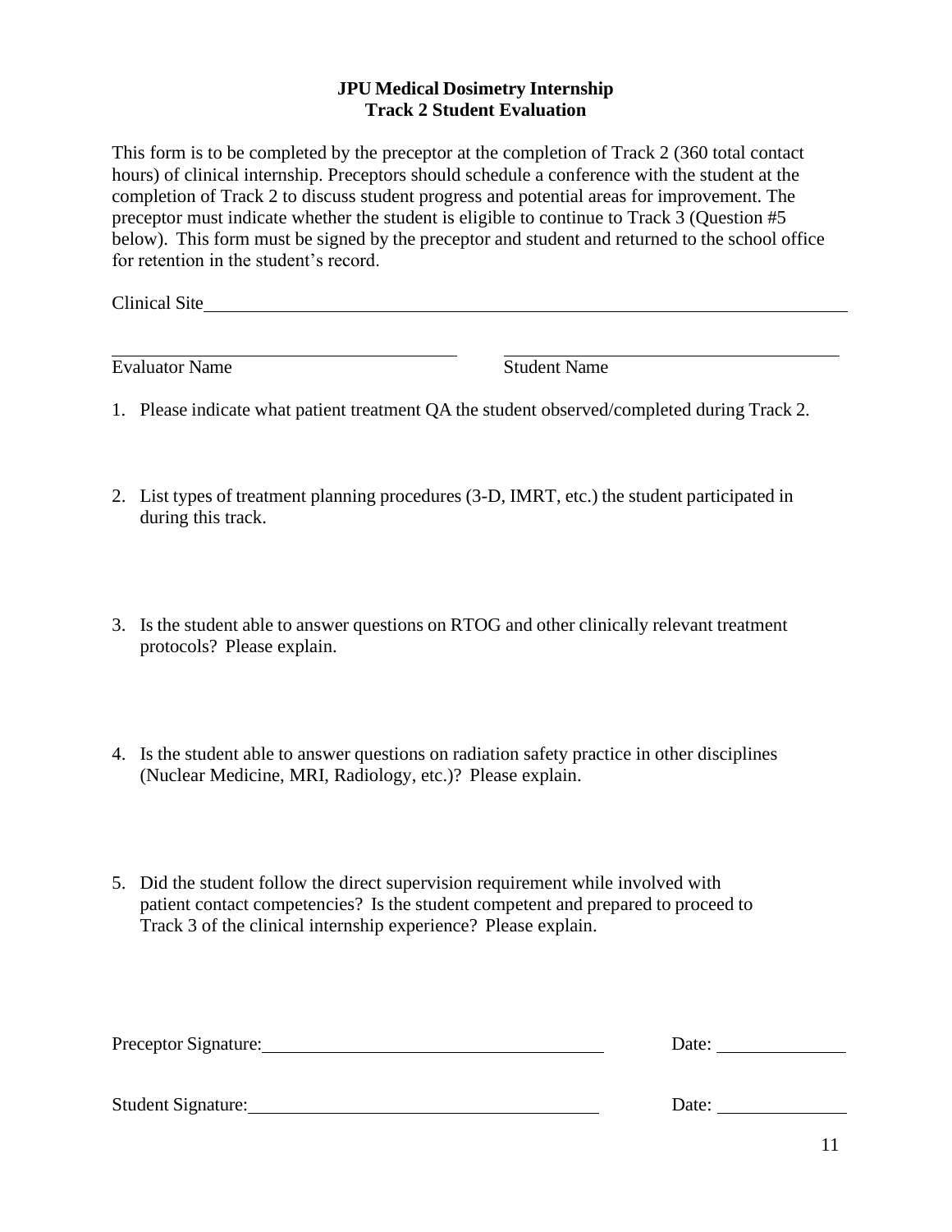# JPU Medical Dosimetry Internship
## Track 2 Student Evaluation

This form is to be completed by the preceptor at the completion of Track 2 (360 total contact hours) of clinical internship. Preceptors should schedule a conference with the student at the completion of Track 2 to discuss student progress and potential areas for improvement. The preceptor must indicate whether the student is eligible to continue to Track 3 (Question #5 below). This form must be signed by the preceptor and student and returned to the school office for retention in the student's record.

Clinical Site\_\_\_\_\_\_\_\_\_\_\_\_\_\_\_\_\_\_\_\_\_\_\_\_\_\_\_\_\_\_\_\_\_\_\_\_\_\_\_\_\_\_\_\_\_\_\_\_\_\_\_\_

\_\_\_\_\_\_\_\_\_\_\_\_\_\_\_\_\_\_\_\_\_\_\_\_\_\_\_\_\_\_ \_\_\_\_\_\_\_\_\_\_\_\_\_\_\_\_\_\_\_\_\_\_\_\_\_\_\_\_\_\_

Evaluator Name Student Name

1. Please indicate what patient treatment QA the student observed/completed during Track 2.

2. List types of treatment planning procedures (3-D, IMRT, etc.) the student participated in during this track.

3. Is the student able to answer questions on RTOG and other clinically relevant treatment protocols? Please explain.

4. Is the student able to answer questions on radiation safety practice in other disciplines (Nuclear Medicine, MRI, Radiology, etc.)? Please explain.

5. Did the student follow the direct supervision requirement while involved with patient contact competencies? Is the student competent and prepared to proceed to Track 3 of the clinical internship experience? Please explain.

Preceptor Signature:\_\_\_\_\_\_\_\_\_\_\_\_\_\_\_\_\_\_\_\_\_\_\_\_\_\_\_\_\_\_ Date: \_\_\_\_\_\_\_\_\_\_\_\_

Student Signature:\_\_\_\_\_\_\_\_\_\_\_\_\_\_\_\_\_\_\_\_\_\_\_\_\_\_\_\_\_\_ Date: \_\_\_\_\_\_\_\_\_\_\_\_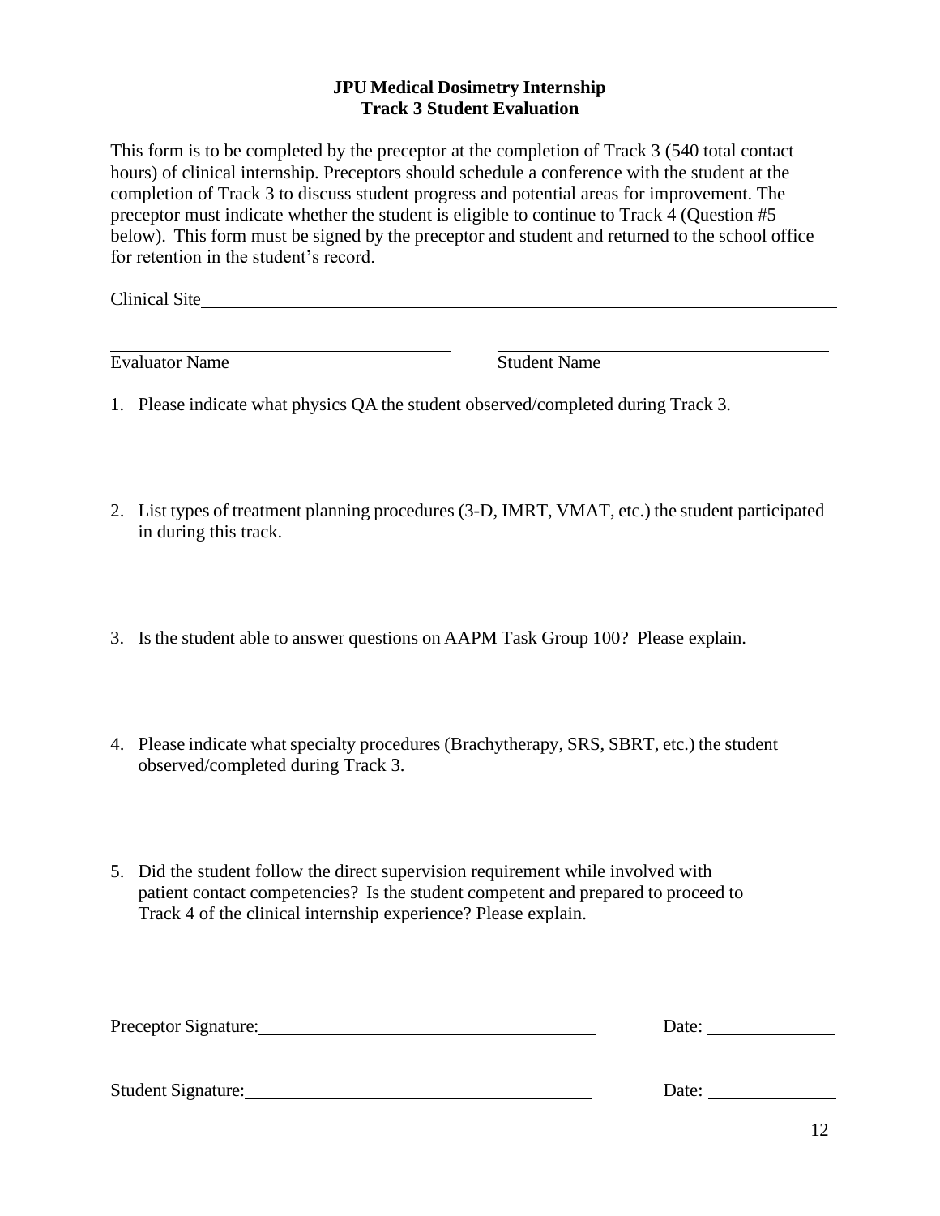# JPU Medical Dosimetry Internship
## Track 3 Student Evaluation

This form is to be completed by the preceptor at the completion of Track 3 (540 total contact hours) of clinical internship. Preceptors should schedule a conference with the student at the completion of Track 3 to discuss student progress and potential areas for improvement. The preceptor must indicate whether the student is eligible to continue to Track 4 (Question #5 below). This form must be signed by the preceptor and student and returned to the school office for retention in the student's record.

Clinical Site\_\_\_\_\_\_\_\_\_\_\_\_\_\_\_\_\_\_\_\_\_\_\_\_\_\_\_\_\_\_\_\_\_\_\_\_\_\_\_\_\_\_\_\_\_\_\_\_\_\_\_\_\_\_\_\_

\_\_\_\_\_\_\_\_\_\_\_\_\_\_\_\_\_\_\_\_\_\_\_\_\_\_\_\_\_\_\_\_ \_\_\_\_\_\_\_\_\_\_\_\_\_\_\_\_\_\_\_\_\_\_\_\_\_\_\_\_\_\_\_\_

Evaluator Name Student Name

1. Please indicate what physics QA the student observed/completed during Track 3.

2. List types of treatment planning procedures (3-D, IMRT, VMAT, etc.) the student participated in during this track.

3. Is the student able to answer questions on AAPM Task Group 100? Please explain.

4. Please indicate what specialty procedures (Brachytherapy, SRS, SBRT, etc.) the student observed/completed during Track 3.

5. Did the student follow the direct supervision requirement while involved with patient contact competencies? Is the student competent and prepared to proceed to Track 4 of the clinical internship experience? Please explain.

Preceptor Signature:\_\_\_\_\_\_\_\_\_\_\_\_\_\_\_\_\_\_\_\_\_\_\_\_\_\_\_\_\_\_ Date: \_\_\_\_\_\_\_\_\_\_

Student Signature:\_\_\_\_\_\_\_\_\_\_\_\_\_\_\_\_\_\_\_\_\_\_\_\_\_\_\_\_\_\_ Date: \_\_\_\_\_\_\_\_\_\_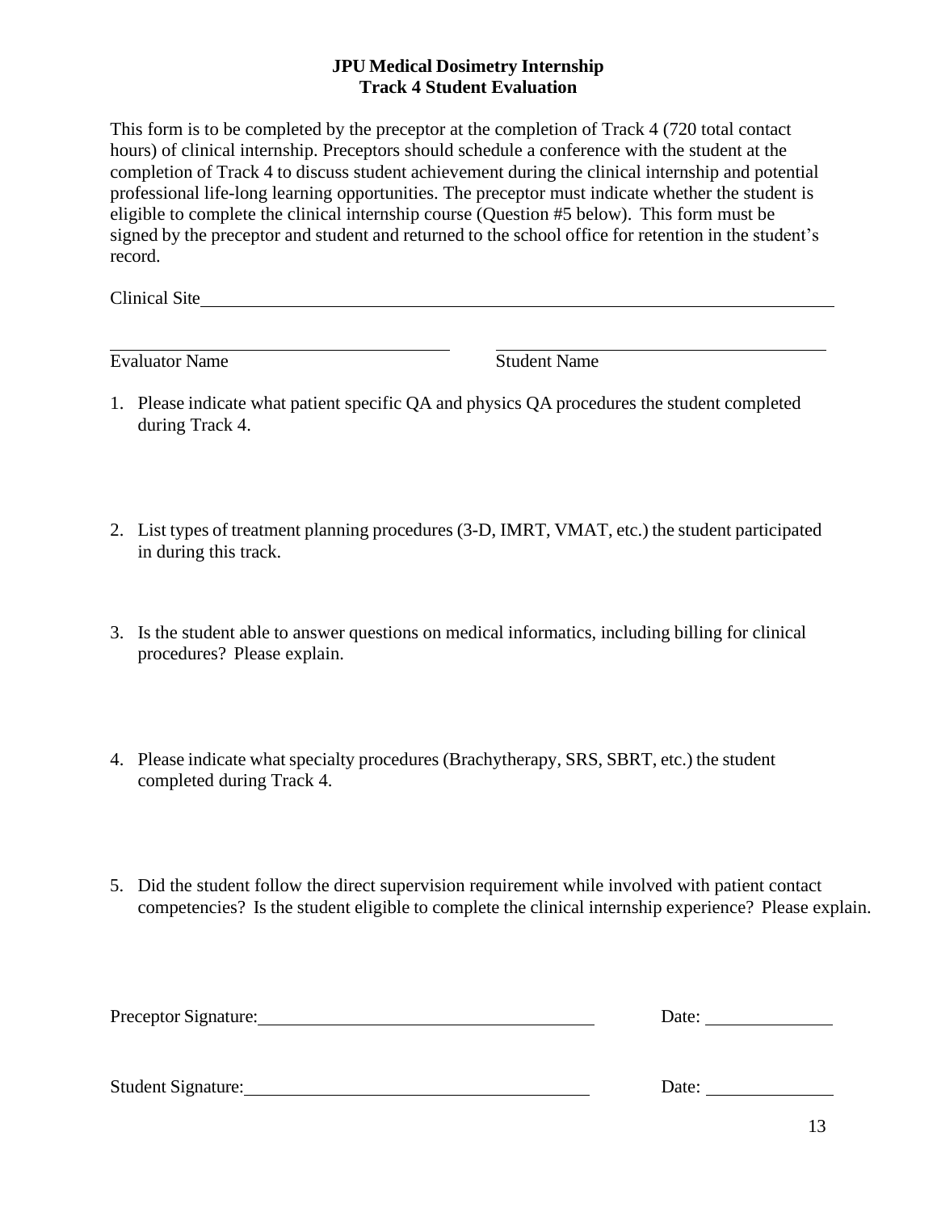# JPU Medical Dosimetry Internship
## Track 4 Student Evaluation

This form is to be completed by the preceptor at the completion of Track 4 (720 total contact hours) of clinical internship. Preceptors should schedule a conference with the student at the completion of Track 4 to discuss student achievement during the clinical internship and potential professional life-long learning opportunities. The preceptor must indicate whether the student is eligible to complete the clinical internship course (Question #5 below). This form must be signed by the preceptor and student and returned to the school office for retention in the student's record.

Clinical Site\_\_\_\_\_\_\_\_\_\_\_\_\_\_\_\_\_\_\_\_\_\_\_\_\_\_\_\_\_\_\_\_\_\_\_\_\_\_\_\_\_\_\_\_\_\_\_\_

\_\_\_\_\_\_\_\_\_\_\_\_\_\_\_\_\_\_\_\_\_\_\_\_\_\_\_\_\_\_ \_\_\_\_\_\_\_\_\_\_\_\_\_\_\_\_\_\_\_\_\_\_\_\_\_\_\_\_\_\_

Evaluator Name Student Name

1. Please indicate what patient specific QA and physics QA procedures the student completed during Track 4.

2. List types of treatment planning procedures (3-D, IMRT, VMAT, etc.) the student participated in during this track.

3. Is the student able to answer questions on medical informatics, including billing for clinical procedures? Please explain.

4. Please indicate what specialty procedures (Brachytherapy, SRS, SBRT, etc.) the student completed during Track 4.

5. Did the student follow the direct supervision requirement while involved with patient contact competencies? Is the student eligible to complete the clinical internship experience? Please explain.

Preceptor Signature:\_\_\_\_\_\_\_\_\_\_\_\_\_\_\_\_\_\_\_\_\_\_\_\_\_\_\_\_\_\_ Date: \_\_\_\_\_\_\_\_\_\_\_\_

Student Signature:\_\_\_\_\_\_\_\_\_\_\_\_\_\_\_\_\_\_\_\_\_\_\_\_\_\_\_\_\_\_ Date: \_\_\_\_\_\_\_\_\_\_\_\_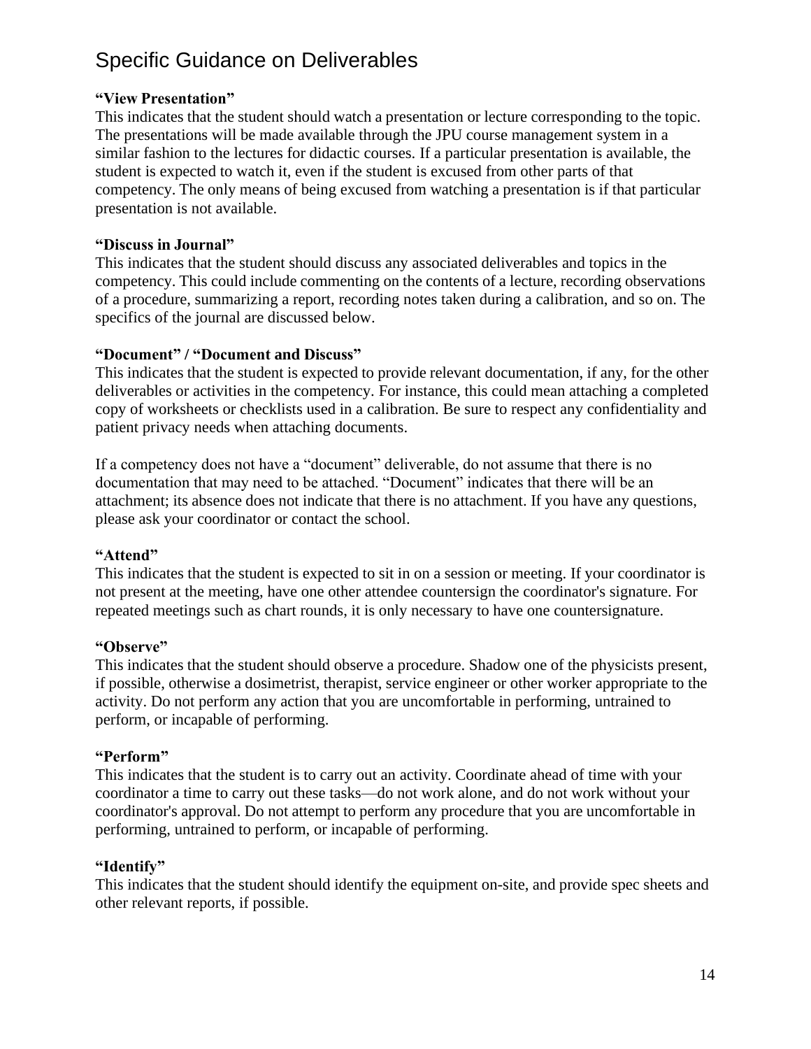## Specific Guidance on Deliverables

**"View Presentation"**
This indicates that the student should watch a presentation or lecture corresponding to the topic. The presentations will be made available through the JPU course management system in a similar fashion to the lectures for didactic courses. If a particular presentation is available, the student is expected to watch it, even if the student is excused from other parts of that competency. The only means of being excused from watching a presentation is if that particular presentation is not available.

**"Discuss in Journal"**
This indicates that the student should discuss any associated deliverables and topics in the competency. This could include commenting on the contents of a lecture, recording observations of a procedure, summarizing a report, recording notes taken during a calibration, and so on. The specifics of the journal are discussed below.

**"Document" / "Document and Discuss"**
This indicates that the student is expected to provide relevant documentation, if any, for the other deliverables or activities in the competency. For instance, this could mean attaching a completed copy of worksheets or checklists used in a calibration. Be sure to respect any confidentiality and patient privacy needs when attaching documents.

If a competency does not have a "document" deliverable, do not assume that there is no documentation that may need to be attached. "Document" indicates that there will be an attachment; its absence does not indicate that there is no attachment. If you have any questions, please ask your coordinator or contact the school.

**"Attend"**
This indicates that the student is expected to sit in on a session or meeting. If your coordinator is not present at the meeting, have one other attendee countersign the coordinator's signature. For repeated meetings such as chart rounds, it is only necessary to have one countersignature.

**"Observe"**
This indicates that the student should observe a procedure. Shadow one of the physicists present, if possible, otherwise a dosimetrist, therapist, service engineer or other worker appropriate to the activity. Do not perform any action that you are uncomfortable in performing, untrained to perform, or incapable of performing.

**"Perform"**
This indicates that the student is to carry out an activity. Coordinate ahead of time with your coordinator a time to carry out these tasks—do not work alone, and do not work without your coordinator's approval. Do not attempt to perform any procedure that you are uncomfortable in performing, untrained to perform, or incapable of performing.

**"Identify"**
This indicates that the student should identify the equipment on-site, and provide spec sheets and other relevant reports, if possible.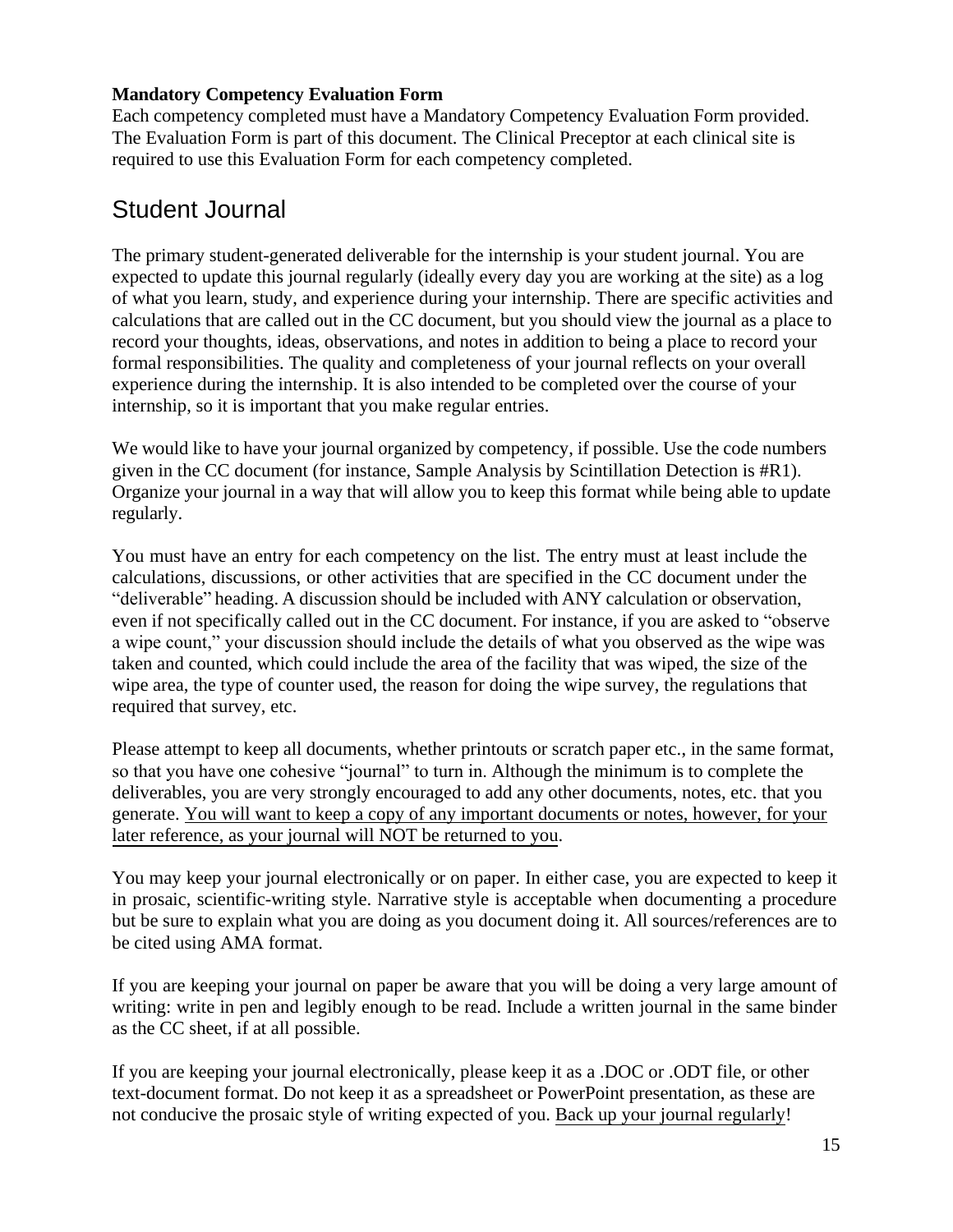**Mandatory Competency Evaluation Form**

Each competency completed must have a Mandatory Competency Evaluation Form provided. The Evaluation Form is part of this document. The Clinical Preceptor at each clinical site is required to use this Evaluation Form for each competency completed.

## Student Journal

The primary student-generated deliverable for the internship is your student journal. You are expected to update this journal regularly (ideally every day you are working at the site) as a log of what you learn, study, and experience during your internship. There are specific activities and calculations that are called out in the CC document, but you should view the journal as a place to record your thoughts, ideas, observations, and notes in addition to being a place to record your formal responsibilities. The quality and completeness of your journal reflects on your overall experience during the internship. It is also intended to be completed over the course of your internship, so it is important that you make regular entries.

We would like to have your journal organized by competency, if possible. Use the code numbers given in the CC document (for instance, Sample Analysis by Scintillation Detection is #R1). Organize your journal in a way that will allow you to keep this format while being able to update regularly.

You must have an entry for each competency on the list. The entry must at least include the calculations, discussions, or other activities that are specified in the CC document under the "deliverable" heading. A discussion should be included with ANY calculation or observation, even if not specifically called out in the CC document. For instance, if you are asked to "observe a wipe count," your discussion should include the details of what you observed as the wipe was taken and counted, which could include the area of the facility that was wiped, the size of the wipe area, the type of counter used, the reason for doing the wipe survey, the regulations that required that survey, etc.

Please attempt to keep all documents, whether printouts or scratch paper etc., in the same format, so that you have one cohesive "journal" to turn in. Although the minimum is to complete the deliverables, you are very strongly encouraged to add any other documents, notes, etc. that you generate. <u>You will want to keep a copy of any important documents or notes, however, for your later reference, as your journal will NOT be returned to you</u>.

You may keep your journal electronically or on paper. In either case, you are expected to keep it in prosaic, scientific-writing style. Narrative style is acceptable when documenting a procedure but be sure to explain what you are doing as you document doing it. All sources/references are to be cited using AMA format.

If you are keeping your journal on paper be aware that you will be doing a very large amount of writing: write in pen and legibly enough to be read. Include a written journal in the same binder as the CC sheet, if at all possible.

If you are keeping your journal electronically, please keep it as a .DOC or .ODT file, or other text-document format. Do not keep it as a spreadsheet or PowerPoint presentation, as these are not conducive the prosaic style of writing expected of you. <u>Back up your journal regularly</u>!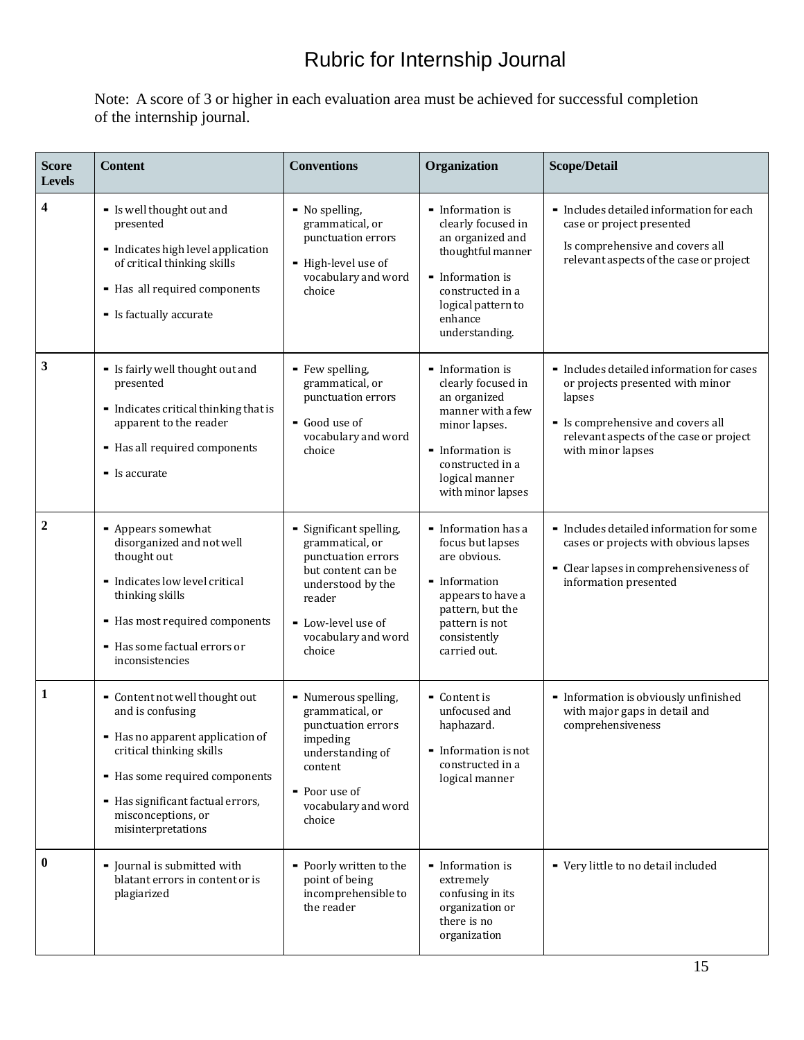# Rubric for Internship Journal

Note: A score of 3 or higher in each evaluation area must be achieved for successful completion of the internship journal.

| Score Levels | Content | Conventions | Organization | Scope/Detail |
|---|---|---|---|---|
| **4** | - Is well thought out and presented<br>- Indicates high level application of critical thinking skills<br>- Has all required components<br>- Is factually accurate | - No spelling, grammatical, or punctuation errors<br>- High-level use of vocabulary and word choice | - Information is clearly focused in an organized and thoughtful manner<br>- Information is constructed in a logical pattern to enhance understanding. | - Includes detailed information for each case or project presented<br>Is comprehensive and covers all relevant aspects of the case or project |
| **3** | - Is fairly well thought out and presented<br>- Indicates critical thinking that is apparent to the reader<br>- Has all required components<br>- Is accurate | - Few spelling, grammatical, or punctuation errors<br>- Good use of vocabulary and word choice | - Information is clearly focused in an organized manner with a few minor lapses.<br>- Information is constructed in a logical manner with minor lapses | - Includes detailed information for cases or projects presented with minor lapses<br>- Is comprehensive and covers all relevant aspects of the case or project with minor lapses |
| **2** | - Appears somewhat disorganized and not well thought out<br>- Indicates low level critical thinking skills<br>- Has most required components<br>- Has some factual errors or inconsistencies | - Significant spelling, grammatical, or punctuation errors but content can be understood by the reader<br>- Low-level use of vocabulary and word choice | - Information has a focus but lapses are obvious.<br>- Information appears to have a pattern, but the pattern is not consistently carried out. | - Includes detailed information for some cases or projects with obvious lapses<br>- Clear lapses in comprehensiveness of information presented |
| **1** | - Content not well thought out and is confusing<br>- Has no apparent application of critical thinking skills<br>- Has some required components<br>- Has significant factual errors, misconceptions, or misinterpretations | - Numerous spelling, grammatical, or punctuation errors impeding understanding of content<br>- Poor use of vocabulary and word choice | - Content is unfocused and haphazard.<br>- Information is not constructed in a logical manner | - Information is obviously unfinished with major gaps in detail and comprehensiveness |
| **0** | - Journal is submitted with blatant errors in content or is plagiarized | - Poorly written to the point of being incomprehensible to the reader | - Information is extremely confusing in its organization or there is no organization | - Very little to no detail included |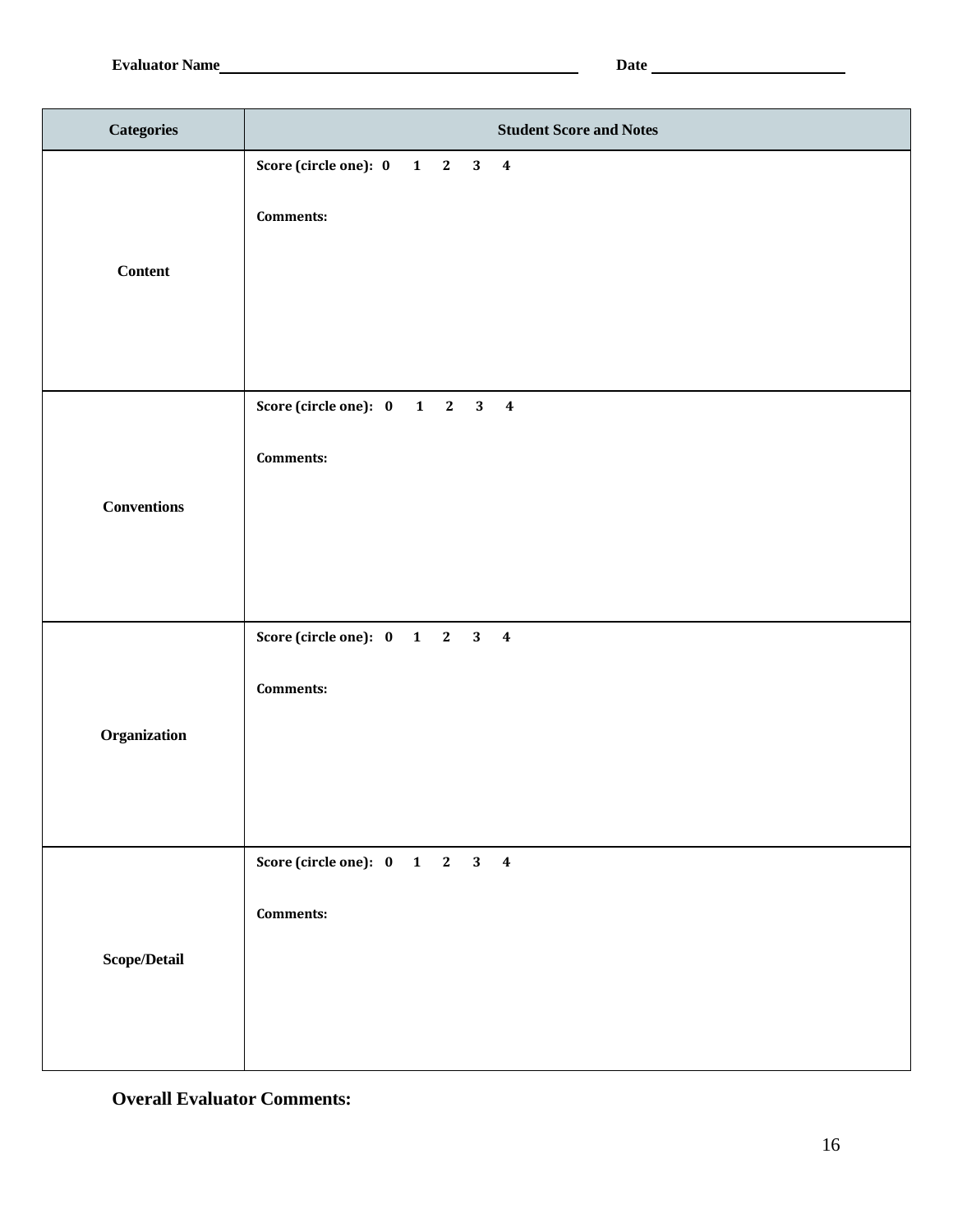**Evaluator Name**\_\_\_\_\_\_\_\_\_\_\_\_\_\_\_\_\_\_\_\_\_\_\_\_\_\_\_\_\_\_\_\_\_\_\_\_\_\_ **Date** \_\_\_\_\_\_\_\_\_\_\_\_\_\_\_\_\_\_\_\_\_\_

| Categories | Student Score and Notes |
|---|---|
| **Content** | **Score (circle one): 0 1 2 3 4**<br><br>**Comments:** |
| **Conventions** | **Score (circle one): 0 1 2 3 4**<br><br>**Comments:** |
| **Organization** | **Score (circle one): 0 1 2 3 4**<br><br>**Comments:** |
| **Scope/Detail** | **Score (circle one): 0 1 2 3 4**<br><br>**Comments:** |

**Overall Evaluator Comments:**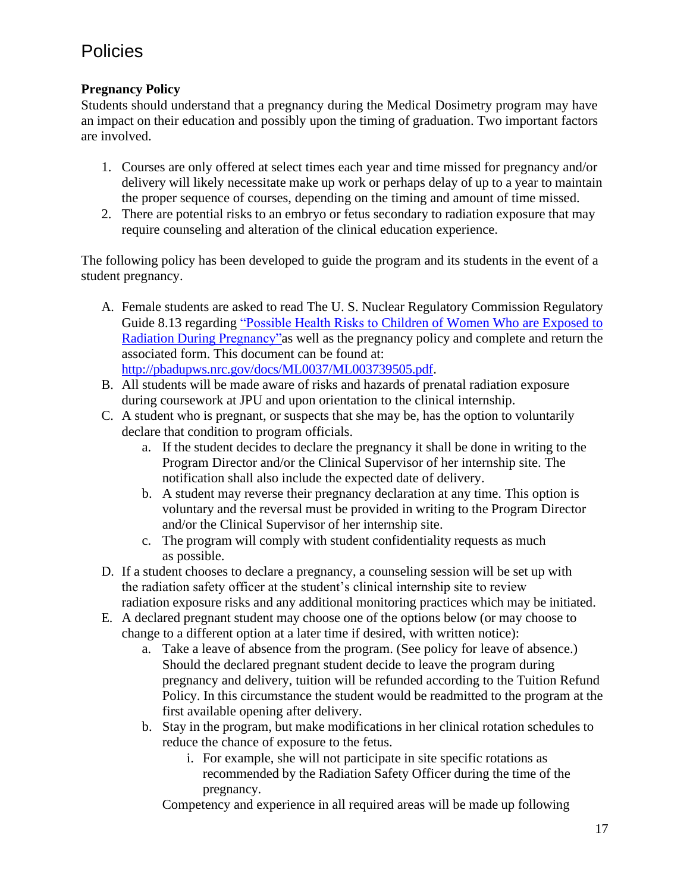# Policies

**Pregnancy Policy**
Students should understand that a pregnancy during the Medical Dosimetry program may have an impact on their education and possibly upon the timing of graduation. Two important factors are involved.

1. Courses are only offered at select times each year and time missed for pregnancy and/or delivery will likely necessitate make up work or perhaps delay of up to a year to maintain the proper sequence of courses, depending on the timing and amount of time missed.
2. There are potential risks to an embryo or fetus secondary to radiation exposure that may require counseling and alteration of the clinical education experience.

The following policy has been developed to guide the program and its students in the event of a student pregnancy.

A. Female students are asked to read The U. S. Nuclear Regulatory Commission Regulatory Guide 8.13 regarding ["Possible Health Risks to Children of Women Who are Exposed to Radiation During Pregnancy"](http://pbadupws.nrc.gov/docs/ML0037/ML003739505.pdf)as well as the pregnancy policy and complete and return the associated form. This document can be found at: http://pbadupws.nrc.gov/docs/ML0037/ML003739505.pdf.
B. All students will be made aware of risks and hazards of prenatal radiation exposure during coursework at JPU and upon orientation to the clinical internship.
C. A student who is pregnant, or suspects that she may be, has the option to voluntarily declare that condition to program officials.
    a. If the student decides to declare the pregnancy it shall be done in writing to the Program Director and/or the Clinical Supervisor of her internship site. The notification shall also include the expected date of delivery.
    b. A student may reverse their pregnancy declaration at any time. This option is voluntary and the reversal must be provided in writing to the Program Director and/or the Clinical Supervisor of her internship site.
    c. The program will comply with student confidentiality requests as much as possible.
D. If a student chooses to declare a pregnancy, a counseling session will be set up with the radiation safety officer at the student's clinical internship site to review radiation exposure risks and any additional monitoring practices which may be initiated.
E. A declared pregnant student may choose one of the options below (or may choose to change to a different option at a later time if desired, with written notice):
    a. Take a leave of absence from the program. (See policy for leave of absence.) Should the declared pregnant student decide to leave the program during pregnancy and delivery, tuition will be refunded according to the Tuition Refund Policy. In this circumstance the student would be readmitted to the program at the first available opening after delivery.
    b. Stay in the program, but make modifications in her clinical rotation schedules to reduce the chance of exposure to the fetus.
        i. For example, she will not participate in site specific rotations as recommended by the Radiation Safety Officer during the time of the pregnancy.

    Competency and experience in all required areas will be made up following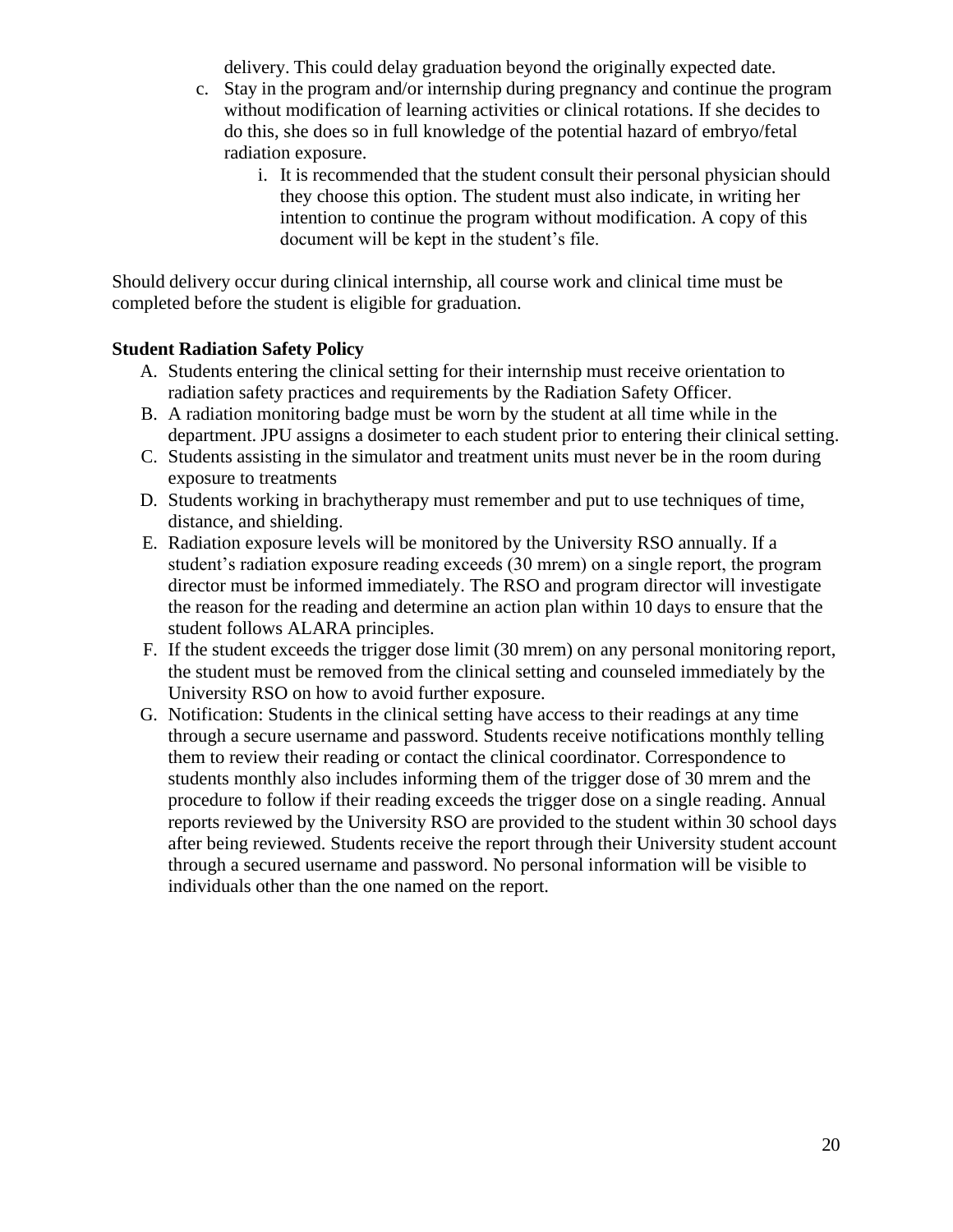delivery. This could delay graduation beyond the originally expected date.

c. Stay in the program and/or internship during pregnancy and continue the program without modification of learning activities or clinical rotations. If she decides to do this, she does so in full knowledge of the potential hazard of embryo/fetal radiation exposure.
    i. It is recommended that the student consult their personal physician should they choose this option. The student must also indicate, in writing her intention to continue the program without modification. A copy of this document will be kept in the student's file.

Should delivery occur during clinical internship, all course work and clinical time must be completed before the student is eligible for graduation.

**Student Radiation Safety Policy**

A. Students entering the clinical setting for their internship must receive orientation to radiation safety practices and requirements by the Radiation Safety Officer.
B. A radiation monitoring badge must be worn by the student at all time while in the department. JPU assigns a dosimeter to each student prior to entering their clinical setting.
C. Students assisting in the simulator and treatment units must never be in the room during exposure to treatments
D. Students working in brachytherapy must remember and put to use techniques of time, distance, and shielding.
E. Radiation exposure levels will be monitored by the University RSO annually. If a student's radiation exposure reading exceeds (30 mrem) on a single report, the program director must be informed immediately. The RSO and program director will investigate the reason for the reading and determine an action plan within 10 days to ensure that the student follows ALARA principles.
F. If the student exceeds the trigger dose limit (30 mrem) on any personal monitoring report, the student must be removed from the clinical setting and counseled immediately by the University RSO on how to avoid further exposure.
G. Notification: Students in the clinical setting have access to their readings at any time through a secure username and password. Students receive notifications monthly telling them to review their reading or contact the clinical coordinator. Correspondence to students monthly also includes informing them of the trigger dose of 30 mrem and the procedure to follow if their reading exceeds the trigger dose on a single reading. Annual reports reviewed by the University RSO are provided to the student within 30 school days after being reviewed. Students receive the report through their University student account through a secured username and password. No personal information will be visible to individuals other than the one named on the report.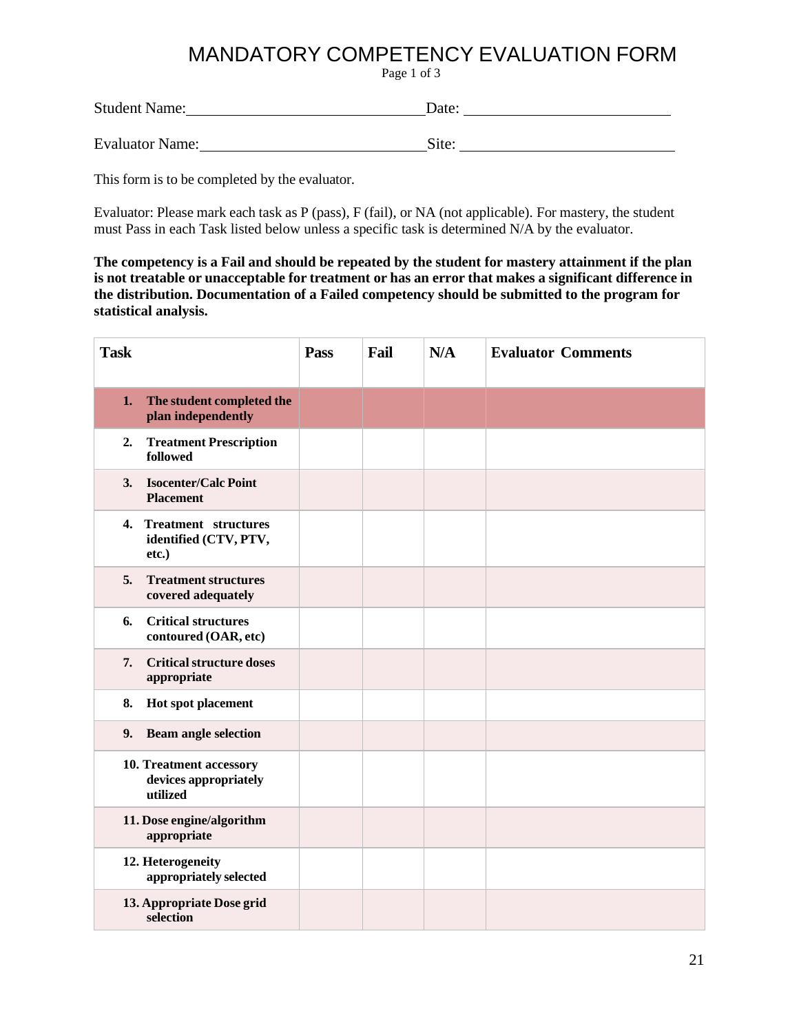# MANDATORY COMPETENCY EVALUATION FORM

Page 1 of 3

Student Name: ______________________________ Date: ___________________________

Evaluator Name: ____________________________ Site: ___________________________

This form is to be completed by the evaluator.

Evaluator: Please mark each task as P (pass), F (fail), or NA (not applicable). For mastery, the student must Pass in each Task listed below unless a specific task is determined N/A by the evaluator.

**The competency is a Fail and should be repeated by the student for mastery attainment if the plan is not treatable or unacceptable for treatment or has an error that makes a significant difference in the distribution. Documentation of a Failed competency should be submitted to the program for statistical analysis.**

| Task | Pass | Fail | N/A | Evaluator Comments |
|---|---|---|---|---|
| **1. The student completed the plan independently** | | | | |
| **2. Treatment Prescription followed** | | | | |
| **3. Isocenter/Calc Point Placement** | | | | |
| **4. Treatment structures identified (CTV, PTV, etc.)** | | | | |
| **5. Treatment structures covered adequately** | | | | |
| **6. Critical structures contoured (OAR, etc)** | | | | |
| **7. Critical structure doses appropriate** | | | | |
| **8. Hot spot placement** | | | | |
| **9. Beam angle selection** | | | | |
| **10. Treatment accessory devices appropriately utilized** | | | | |
| **11. Dose engine/algorithm appropriate** | | | | |
| **12. Heterogeneity appropriately selected** | | | | |
| **13. Appropriate Dose grid selection** | | | | |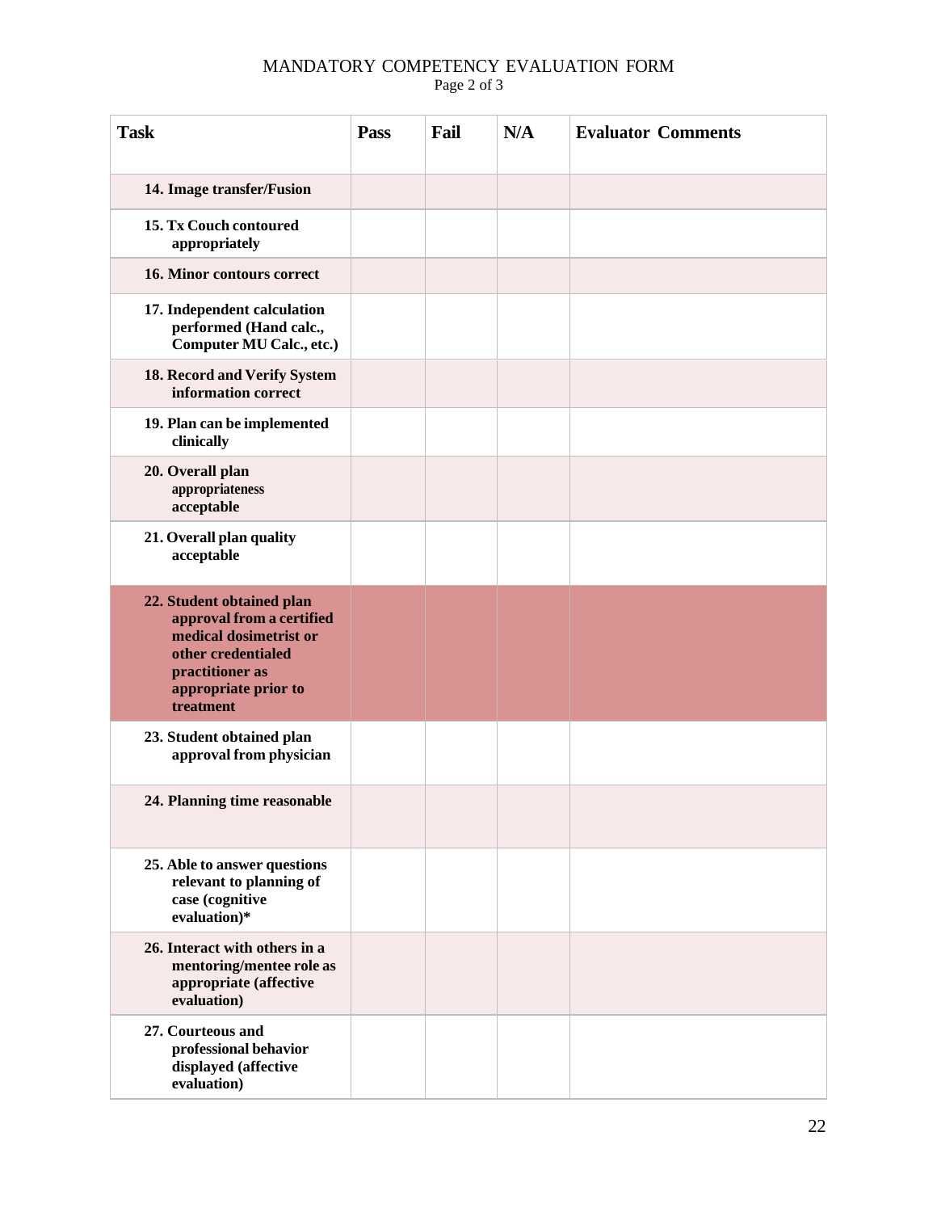# MANDATORY COMPETENCY EVALUATION FORM

Page 2 of 3

| Task | Pass | Fail | N/A | Evaluator Comments |
|---|---|---|---|---|
| **14. Image transfer/Fusion** | | | | |
| **15. Tx Couch contoured appropriately** | | | | |
| **16. Minor contours correct** | | | | |
| **17. Independent calculation performed (Hand calc., Computer MU Calc., etc.)** | | | | |
| **18. Record and Verify System information correct** | | | | |
| **19. Plan can be implemented clinically** | | | | |
| **20. Overall plan appropriateness acceptable** | | | | |
| **21. Overall plan quality acceptable** | | | | |
| **22. Student obtained plan approval from a certified medical dosimetrist or other credentialed practitioner as appropriate prior to treatment** | | | | |
| **23. Student obtained plan approval from physician** | | | | |
| **24. Planning time reasonable** | | | | |
| **25. Able to answer questions relevant to planning of case (cognitive evaluation)*** | | | | |
| **26. Interact with others in a mentoring/mentee role as appropriate (affective evaluation)** | | | | |
| **27. Courteous and professional behavior displayed (affective evaluation)** | | | | |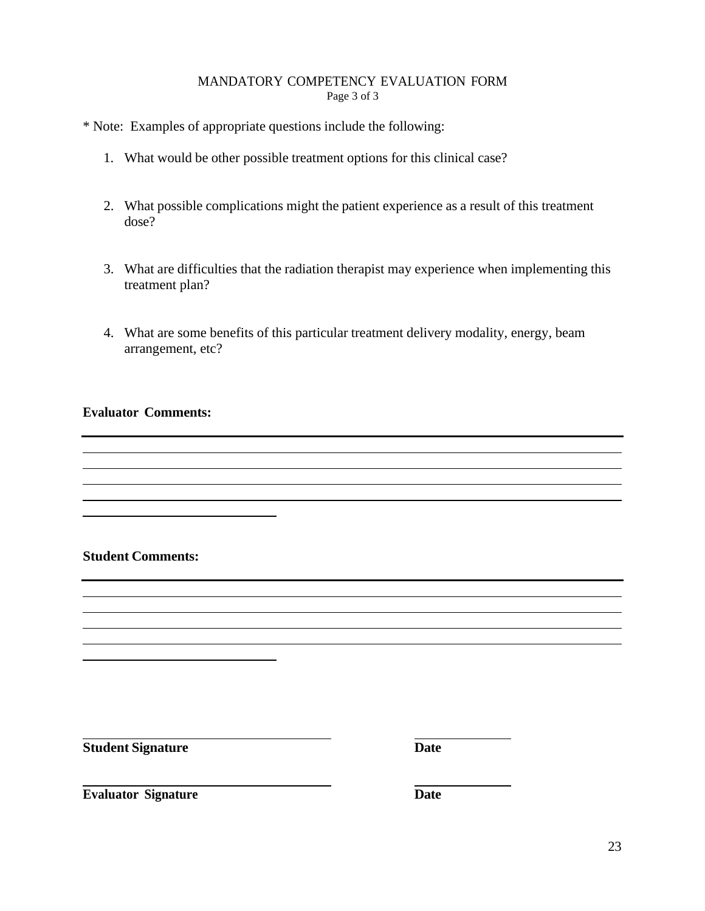# MANDATORY COMPETENCY EVALUATION FORM

Page 3 of 3

* Note: Examples of appropriate questions include the following:

1. What would be other possible treatment options for this clinical case?

2. What possible complications might the patient experience as a result of this treatment dose?

3. What are difficulties that the radiation therapist may experience when implementing this treatment plan?

4. What are some benefits of this particular treatment delivery modality, energy, beam arrangement, etc?

**Evaluator Comments:**

______________________________________________________________________________
______________________________________________________________________________
______________________________________________________________________________
______________________________________________________________________________
______________________________________________________________________________
______________________________

**Student Comments:**

______________________________________________________________________________
______________________________________________________________________________
______________________________________________________________________________
______________________________________________________________________________
______________________________________________________________________________
______________________________

______________________________________ ______________
**Student Signature** **Date**

______________________________________ ______________
**Evaluator Signature** **Date**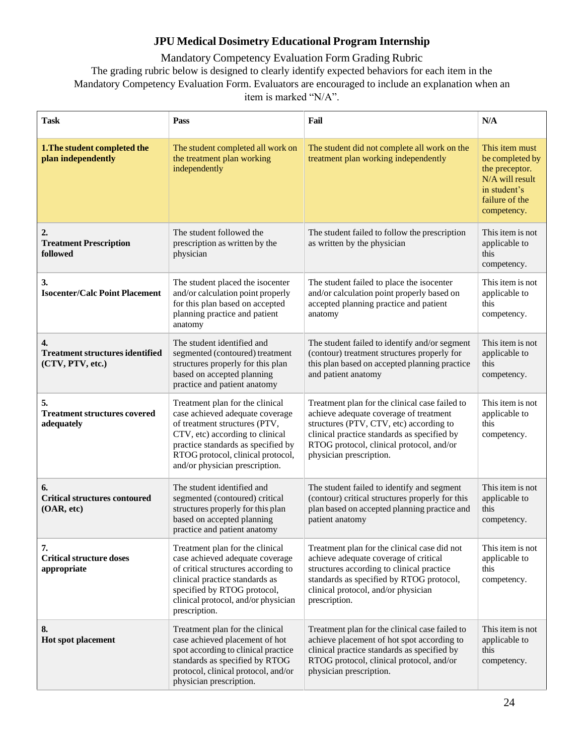# JPU Medical Dosimetry Educational Program Internship

Mandatory Competency Evaluation Form Grading Rubric

The grading rubric below is designed to clearly identify expected behaviors for each item in the Mandatory Competency Evaluation Form. Evaluators are encouraged to include an explanation when an item is marked "N/A".

| Task | Pass | Fail | N/A |
|---|---|---|---|
| **1.The student completed the plan independently** | The student completed all work on the treatment plan working independently | The student did not complete all work on the treatment plan working independently | This item must be completed by the preceptor. N/A will result in student's failure of the competency. |
| **2. Treatment Prescription followed** | The student followed the prescription as written by the physician | The student failed to follow the prescription as written by the physician | This item is not applicable to this competency. |
| **3. Isocenter/Calc Point Placement** | The student placed the isocenter and/or calculation point properly for this plan based on accepted planning practice and patient anatomy | The student failed to place the isocenter and/or calculation point properly based on accepted planning practice and patient anatomy | This item is not applicable to this competency. |
| **4. Treatment structures identified (CTV, PTV, etc.)** | The student identified and segmented (contoured) treatment structures properly for this plan based on accepted planning practice and patient anatomy | The student failed to identify and/or segment (contour) treatment structures properly for this plan based on accepted planning practice and patient anatomy | This item is not applicable to this competency. |
| **5. Treatment structures covered adequately** | Treatment plan for the clinical case achieved adequate coverage of treatment structures (PTV, CTV, etc) according to clinical practice standards as specified by RTOG protocol, clinical protocol, and/or physician prescription. | Treatment plan for the clinical case failed to achieve adequate coverage of treatment structures (PTV, CTV, etc) according to clinical practice standards as specified by RTOG protocol, clinical protocol, and/or physician prescription. | This item is not applicable to this competency. |
| **6. Critical structures contoured (OAR, etc)** | The student identified and segmented (contoured) critical structures properly for this plan based on accepted planning practice and patient anatomy | The student failed to identify and segment (contour) critical structures properly for this plan based on accepted planning practice and patient anatomy | This item is not applicable to this competency. |
| **7. Critical structure doses appropriate** | Treatment plan for the clinical case achieved adequate coverage of critical structures according to clinical practice standards as specified by RTOG protocol, clinical protocol, and/or physician prescription. | Treatment plan for the clinical case did not achieve adequate coverage of critical structures according to clinical practice standards as specified by RTOG protocol, clinical protocol, and/or physician prescription. | This item is not applicable to this competency. |
| **8. Hot spot placement** | Treatment plan for the clinical case achieved placement of hot spot according to clinical practice standards as specified by RTOG protocol, clinical protocol, and/or physician prescription. | Treatment plan for the clinical case failed to achieve placement of hot spot according to clinical practice standards as specified by RTOG protocol, clinical protocol, and/or physician prescription. | This item is not applicable to this competency. |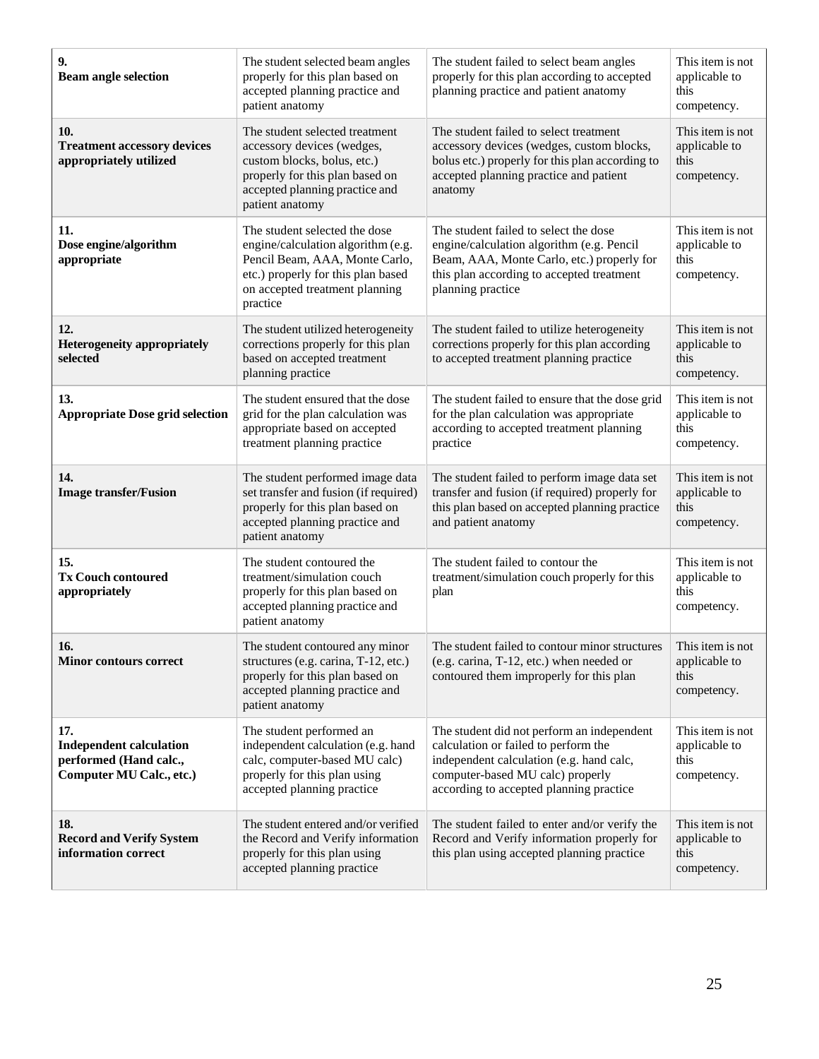| | | | |
|---|---|---|---|
| **9.**<br>**Beam angle selection** | The student selected beam angles properly for this plan based on accepted planning practice and patient anatomy | The student failed to select beam angles properly for this plan according to accepted planning practice and patient anatomy | This item is not applicable to this competency. |
| **10.**<br>**Treatment accessory devices appropriately utilized** | The student selected treatment accessory devices (wedges, custom blocks, bolus, etc.) properly for this plan based on accepted planning practice and patient anatomy | The student failed to select treatment accessory devices (wedges, custom blocks, bolus etc.) properly for this plan according to accepted planning practice and patient anatomy | This item is not applicable to this competency. |
| **11.**<br>**Dose engine/algorithm appropriate** | The student selected the dose engine/calculation algorithm (e.g. Pencil Beam, AAA, Monte Carlo, etc.) properly for this plan based on accepted treatment planning practice | The student failed to select the dose engine/calculation algorithm (e.g. Pencil Beam, AAA, Monte Carlo, etc.) properly for this plan according to accepted treatment planning practice | This item is not applicable to this competency. |
| **12.**<br>**Heterogeneity appropriately selected** | The student utilized heterogeneity corrections properly for this plan based on accepted treatment planning practice | The student failed to utilize heterogeneity corrections properly for this plan according to accepted treatment planning practice | This item is not applicable to this competency. |
| **13.**<br>**Appropriate Dose grid selection** | The student ensured that the dose grid for the plan calculation was appropriate based on accepted treatment planning practice | The student failed to ensure that the dose grid for the plan calculation was appropriate according to accepted treatment planning practice | This item is not applicable to this competency. |
| **14.**<br>**Image transfer/Fusion** | The student performed image data set transfer and fusion (if required) properly for this plan based on accepted planning practice and patient anatomy | The student failed to perform image data set transfer and fusion (if required) properly for this plan based on accepted planning practice and patient anatomy | This item is not applicable to this competency. |
| **15.**<br>**Tx Couch contoured appropriately** | The student contoured the treatment/simulation couch properly for this plan based on accepted planning practice and patient anatomy | The student failed to contour the treatment/simulation couch properly for this plan | This item is not applicable to this competency. |
| **16.**<br>**Minor contours correct** | The student contoured any minor structures (e.g. carina, T-12, etc.) properly for this plan based on accepted planning practice and patient anatomy | The student failed to contour minor structures (e.g. carina, T-12, etc.) when needed or contoured them improperly for this plan | This item is not applicable to this competency. |
| **17.**<br>**Independent calculation performed (Hand calc., Computer MU Calc., etc.)** | The student performed an independent calculation (e.g. hand calc, computer-based MU calc) properly for this plan using accepted planning practice | The student did not perform an independent calculation or failed to perform the independent calculation (e.g. hand calc, computer-based MU calc) properly according to accepted planning practice | This item is not applicable to this competency. |
| **18.**<br>**Record and Verify System information correct** | The student entered and/or verified the Record and Verify information properly for this plan using accepted planning practice | The student failed to enter and/or verify the Record and Verify information properly for this plan using accepted planning practice | This item is not applicable to this competency. |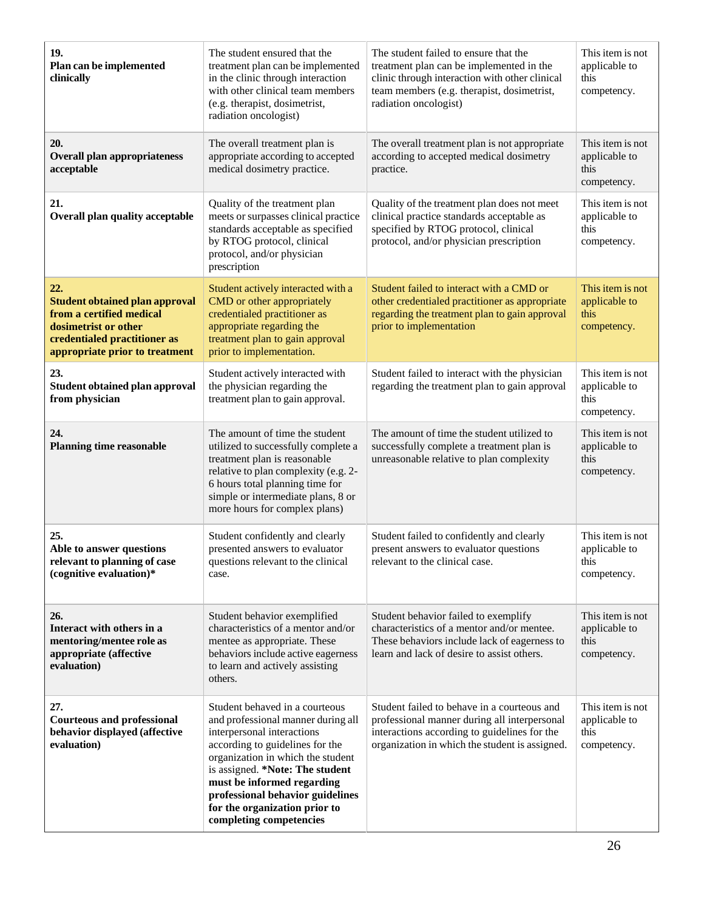| **19. Plan can be implemented clinically** | The student ensured that the treatment plan can be implemented in the clinic through interaction with other clinical team members (e.g. therapist, dosimetrist, radiation oncologist) | The student failed to ensure that the treatment plan can be implemented in the clinic through interaction with other clinical team members (e.g. therapist, dosimetrist, radiation oncologist) | This item is not applicable to this competency. |
|---|---|---|---|
| **20. Overall plan appropriateness acceptable** | The overall treatment plan is appropriate according to accepted medical dosimetry practice. | The overall treatment plan is not appropriate according to accepted medical dosimetry practice. | This item is not applicable to this competency. |
| **21. Overall plan quality acceptable** | Quality of the treatment plan meets or surpasses clinical practice standards acceptable as specified by RTOG protocol, clinical protocol, and/or physician prescription | Quality of the treatment plan does not meet clinical practice standards acceptable as specified by RTOG protocol, clinical protocol, and/or physician prescription | This item is not applicable to this competency. |
| **22. Student obtained plan approval from a certified medical dosimetrist or other credentialed practitioner as appropriate prior to treatment** | Student actively interacted with a CMD or other appropriately credentialed practitioner as appropriate regarding the treatment plan to gain approval prior to implementation. | Student failed to interact with a CMD or other credentialed practitioner as appropriate regarding the treatment plan to gain approval prior to implementation | This item is not applicable to this competency. |
| **23. Student obtained plan approval from physician** | Student actively interacted with the physician regarding the treatment plan to gain approval. | Student failed to interact with the physician regarding the treatment plan to gain approval | This item is not applicable to this competency. |
| **24. Planning time reasonable** | The amount of time the student utilized to successfully complete a treatment plan is reasonable relative to plan complexity (e.g. 2-6 hours total planning time for simple or intermediate plans, 8 or more hours for complex plans) | The amount of time the student utilized to successfully complete a treatment plan is unreasonable relative to plan complexity | This item is not applicable to this competency. |
| **25. Able to answer questions relevant to planning of case (cognitive evaluation)*** | Student confidently and clearly presented answers to evaluator questions relevant to the clinical case. | Student failed to confidently and clearly present answers to evaluator questions relevant to the clinical case. | This item is not applicable to this competency. |
| **26. Interact with others in a mentoring/mentee role as appropriate (affective evaluation)** | Student behavior exemplified characteristics of a mentor and/or mentee as appropriate. These behaviors include active eagerness to learn and actively assisting others. | Student behavior failed to exemplify characteristics of a mentor and/or mentee. These behaviors include lack of eagerness to learn and lack of desire to assist others. | This item is not applicable to this competency. |
| **27. Courteous and professional behavior displayed (affective evaluation)** | Student behaved in a courteous and professional manner during all interpersonal interactions according to guidelines for the organization in which the student is assigned. **\*Note: The student must be informed regarding professional behavior guidelines for the organization prior to completing competencies** | Student failed to behave in a courteous and professional manner during all interpersonal interactions according to guidelines for the organization in which the student is assigned. | This item is not applicable to this competency. |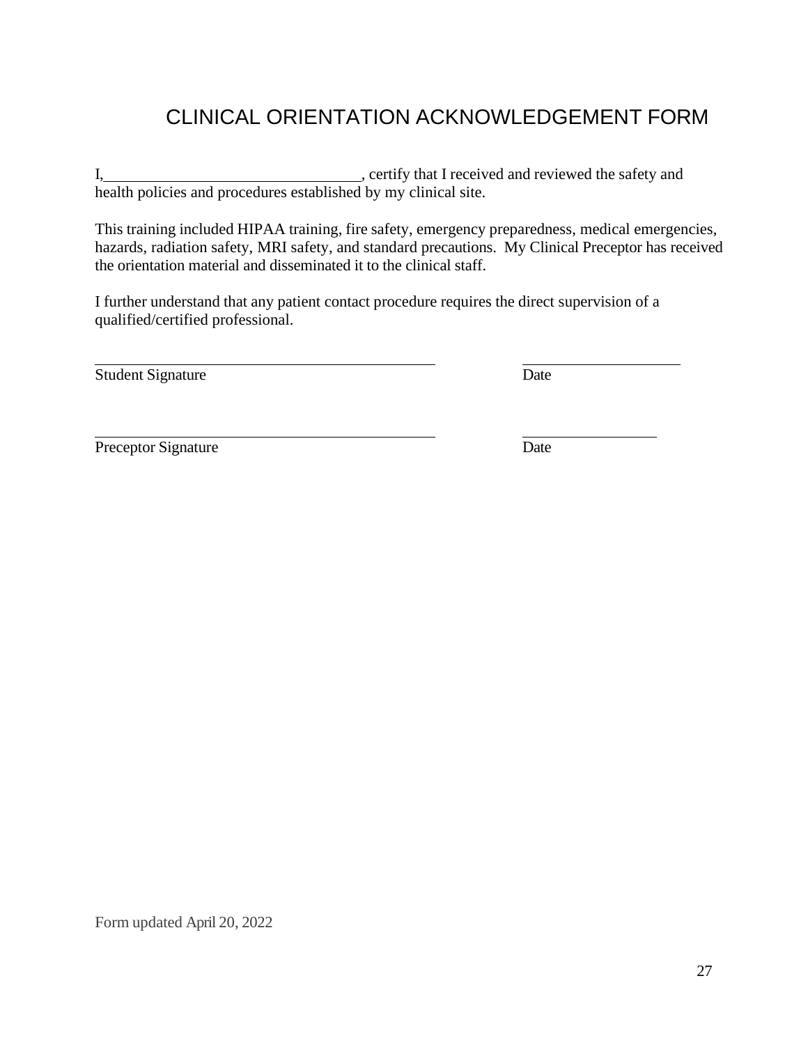# CLINICAL ORIENTATION ACKNOWLEDGEMENT FORM

I,\_\_\_\_\_\_\_\_\_\_\_\_\_\_\_\_\_\_\_\_\_\_\_\_\_\_\_\_\_\_\_\_, certify that I received and reviewed the safety and health policies and procedures established by my clinical site.

This training included HIPAA training, fire safety, emergency preparedness, medical emergencies, hazards, radiation safety, MRI safety, and standard precautions. My Clinical Preceptor has received the orientation material and disseminated it to the clinical staff.

I further understand that any patient contact procedure requires the direct supervision of a qualified/certified professional.

\_\_\_\_\_\_\_\_\_\_\_\_\_\_\_\_\_\_\_\_\_\_\_\_\_\_\_\_\_\_\_\_\_\_\_\_\_\_\_\_ &nbsp;&nbsp;&nbsp;&nbsp; \_\_\_\_\_\_\_\_\_\_\_\_\_\_\_\_\_\_\_\_

Student Signature &nbsp;&nbsp;&nbsp;&nbsp; Date

\_\_\_\_\_\_\_\_\_\_\_\_\_\_\_\_\_\_\_\_\_\_\_\_\_\_\_\_\_\_\_\_\_\_\_\_\_\_\_\_ &nbsp;&nbsp;&nbsp;&nbsp; \_\_\_\_\_\_\_\_\_\_\_\_\_\_\_\_\_\_

Preceptor Signature &nbsp;&nbsp;&nbsp;&nbsp; Date

Form updated April 20, 2022